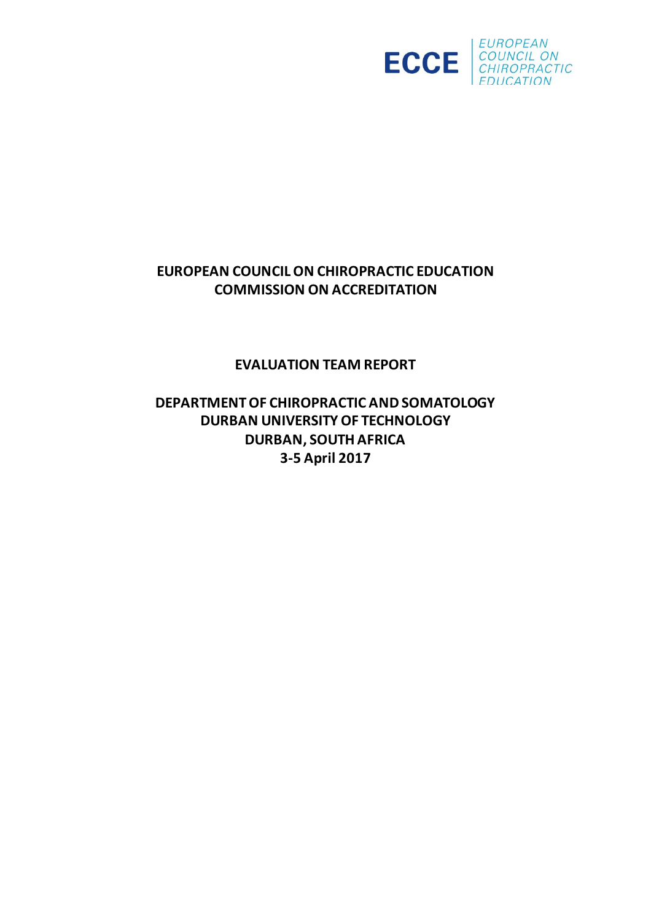ECCE | EUROPEAN COUNCIL ON CHIROPRACTIC EDUCATION

# EUROPEAN COUNCIL ON CHIROPRACTIC EDUCATION
# COMMISSION ON ACCREDITATION

## EVALUATION TEAM REPORT

## DEPARTMENT OF CHIROPRACTIC AND SOMATOLOGY
## DURBAN UNIVERSITY OF TECHNOLOGY
## DURBAN, SOUTH AFRICA
## 3-5 April 2017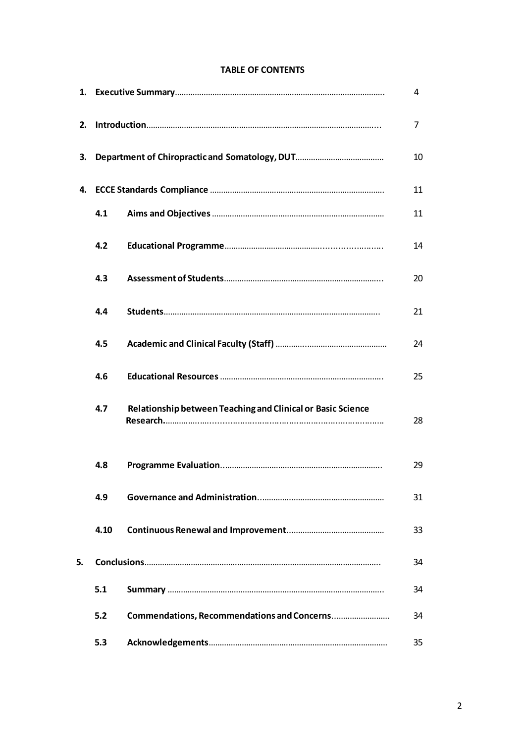**TABLE OF CONTENTS**

| | | |
|---|---|---|
| **1.** | **Executive Summary** | 4 |
| **2.** | **Introduction** | 7 |
| **3.** | **Department of Chiropractic and Somatology, DUT** | 10 |
| **4.** | **ECCE Standards Compliance** | 11 |
| **4.1** | **Aims and Objectives** | 11 |
| **4.2** | **Educational Programme** | 14 |
| **4.3** | **Assessment of Students** | 20 |
| **4.4** | **Students** | 21 |
| **4.5** | **Academic and Clinical Faculty (Staff)** | 24 |
| **4.6** | **Educational Resources** | 25 |
| **4.7** | **Relationship between Teaching and Clinical or Basic Science Research** | 28 |
| **4.8** | **Programme Evaluation** | 29 |
| **4.9** | **Governance and Administration** | 31 |
| **4.10** | **Continuous Renewal and Improvement** | 33 |
| **5.** | **Conclusions** | 34 |
| **5.1** | **Summary** | 34 |
| **5.2** | **Commendations, Recommendations and Concerns** | 34 |
| **5.3** | **Acknowledgements** | 35 |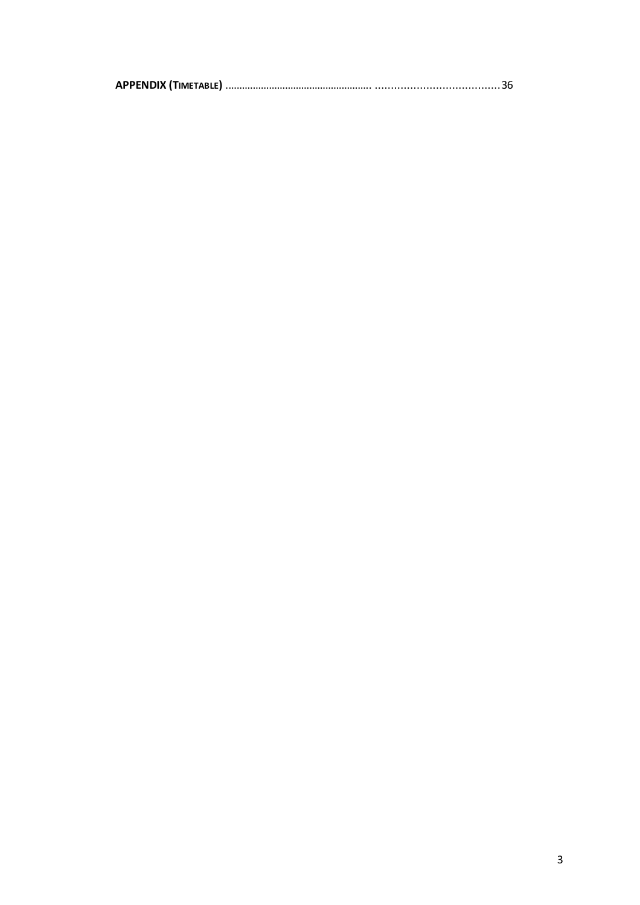**APPENDIX (TIMETABLE)** ........................................................ ........................................36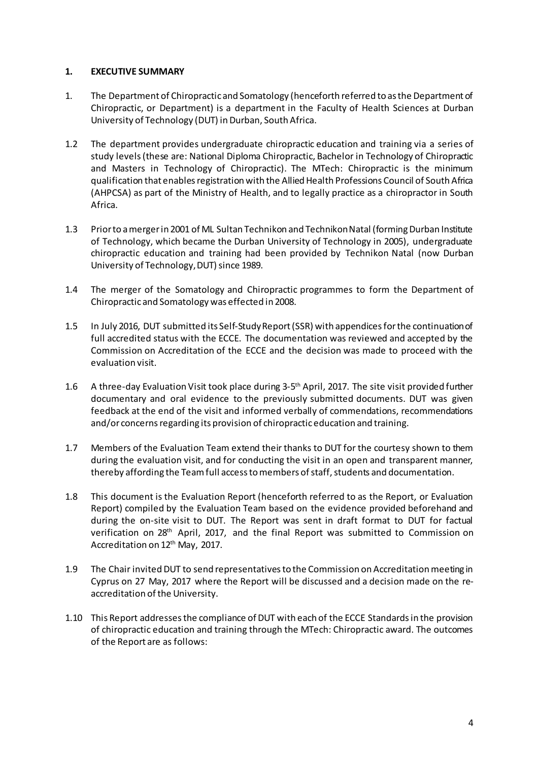## 1. EXECUTIVE SUMMARY

1. The Department of Chiropractic and Somatology (henceforth referred to as the Department of Chiropractic, or Department) is a department in the Faculty of Health Sciences at Durban University of Technology (DUT) in Durban, South Africa.

1.2 The department provides undergraduate chiropractic education and training via a series of study levels (these are: National Diploma Chiropractic, Bachelor in Technology of Chiropractic and Masters in Technology of Chiropractic). The MTech: Chiropractic is the minimum qualification that enables registration with the Allied Health Professions Council of South Africa (AHPCSA) as part of the Ministry of Health, and to legally practice as a chiropractor in South Africa.

1.3 Prior to a merger in 2001 of ML Sultan Technikon and Technikon Natal (forming Durban Institute of Technology, which became the Durban University of Technology in 2005), undergraduate chiropractic education and training had been provided by Technikon Natal (now Durban University of Technology, DUT) since 1989.

1.4 The merger of the Somatology and Chiropractic programmes to form the Department of Chiropractic and Somatology was effected in 2008.

1.5 In July 2016, DUT submitted its Self-Study Report (SSR) with appendices for the continuation of full accredited status with the ECCE. The documentation was reviewed and accepted by the Commission on Accreditation of the ECCE and the decision was made to proceed with the evaluation visit.

1.6 A three-day Evaluation Visit took place during 3-5th April, 2017. The site visit provided further documentary and oral evidence to the previously submitted documents. DUT was given feedback at the end of the visit and informed verbally of commendations, recommendations and/or concerns regarding its provision of chiropractic education and training.

1.7 Members of the Evaluation Team extend their thanks to DUT for the courtesy shown to them during the evaluation visit, and for conducting the visit in an open and transparent manner, thereby affording the Team full access to members of staff, students and documentation.

1.8 This document is the Evaluation Report (henceforth referred to as the Report, or Evaluation Report) compiled by the Evaluation Team based on the evidence provided beforehand and during the on-site visit to DUT. The Report was sent in draft format to DUT for factual verification on 28th April, 2017, and the final Report was submitted to Commission on Accreditation on 12th May, 2017.

1.9 The Chair invited DUT to send representatives to the Commission on Accreditation meeting in Cyprus on 27 May, 2017 where the Report will be discussed and a decision made on the re-accreditation of the University.

1.10 This Report addresses the compliance of DUT with each of the ECCE Standards in the provision of chiropractic education and training through the MTech: Chiropractic award. The outcomes of the Report are as follows: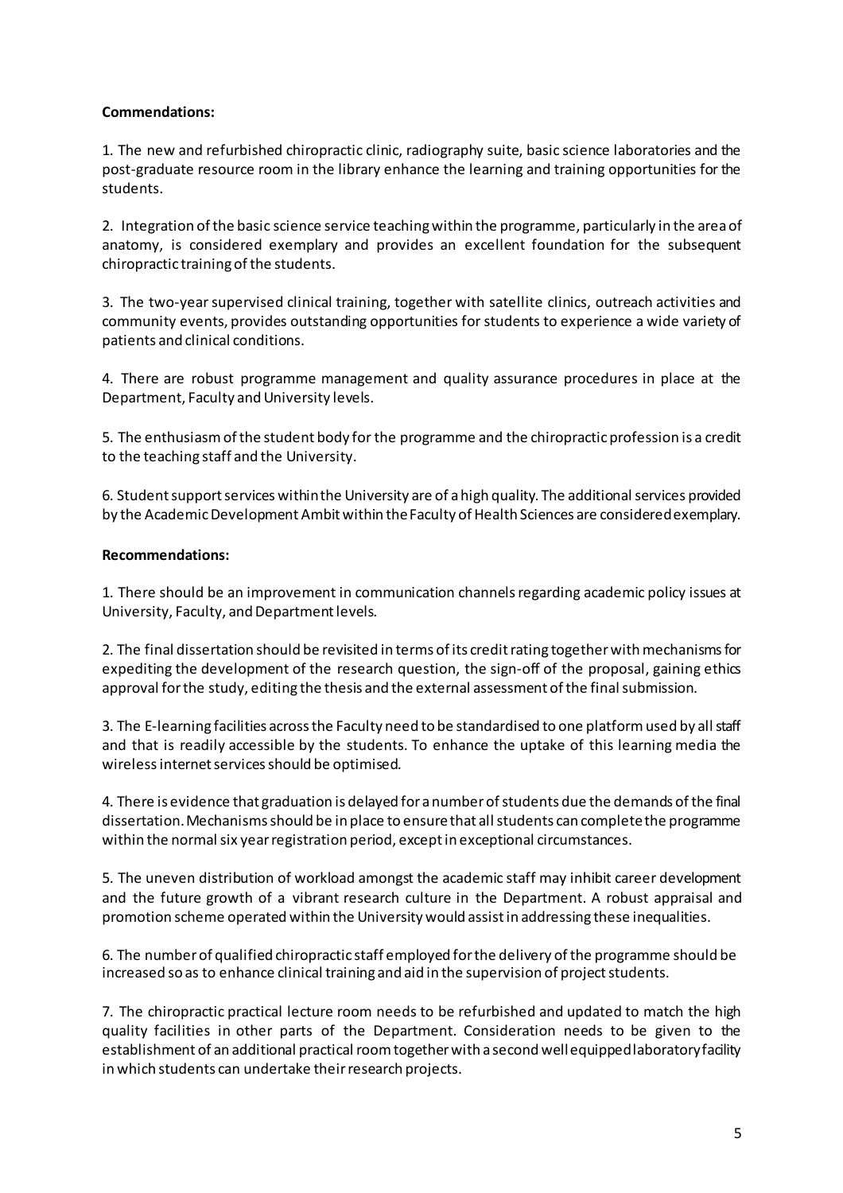**Commendations:**

1. The new and refurbished chiropractic clinic, radiography suite, basic science laboratories and the post-graduate resource room in the library enhance the learning and training opportunities for the students.

2. Integration of the basic science service teaching within the programme, particularly in the area of anatomy, is considered exemplary and provides an excellent foundation for the subsequent chiropractic training of the students.

3. The two-year supervised clinical training, together with satellite clinics, outreach activities and community events, provides outstanding opportunities for students to experience a wide variety of patients and clinical conditions.

4. There are robust programme management and quality assurance procedures in place at the Department, Faculty and University levels.

5. The enthusiasm of the student body for the programme and the chiropractic profession is a credit to the teaching staff and the University.

6. Student support services within the University are of a high quality. The additional services provided by the Academic Development Ambit within the Faculty of Health Sciences are considered exemplary.

**Recommendations:**

1. There should be an improvement in communication channels regarding academic policy issues at University, Faculty, and Department levels.

2. The final dissertation should be revisited in terms of its credit rating together with mechanisms for expediting the development of the research question, the sign-off of the proposal, gaining ethics approval for the study, editing the thesis and the external assessment of the final submission.

3. The E-learning facilities across the Faculty need to be standardised to one platform used by all staff and that is readily accessible by the students. To enhance the uptake of this learning media the wireless internet services should be optimised.

4. There is evidence that graduation is delayed for a number of students due the demands of the final dissertation. Mechanisms should be in place to ensure that all students can complete the programme within the normal six year registration period, except in exceptional circumstances.

5. The uneven distribution of workload amongst the academic staff may inhibit career development and the future growth of a vibrant research culture in the Department. A robust appraisal and promotion scheme operated within the University would assist in addressing these inequalities.

6. The number of qualified chiropractic staff employed for the delivery of the programme should be increased so as to enhance clinical training and aid in the supervision of project students.

7. The chiropractic practical lecture room needs to be refurbished and updated to match the high quality facilities in other parts of the Department. Consideration needs to be given to the establishment of an additional practical room together with a second well equipped laboratory facility in which students can undertake their research projects.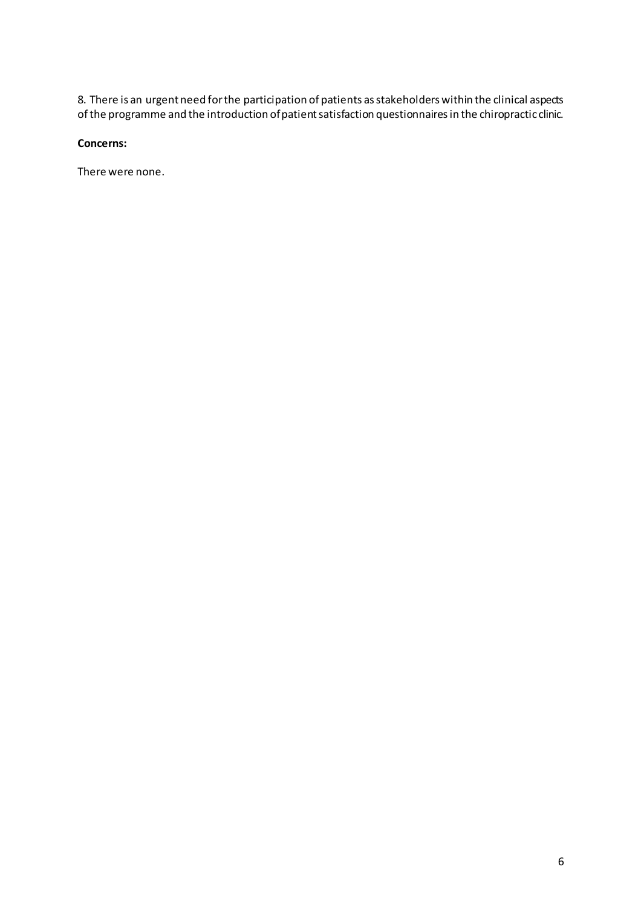8. There is an urgent need for the participation of patients as stakeholders within the clinical aspects of the programme and the introduction of patient satisfaction questionnaires in the chiropractic clinic.

**Concerns:**

There were none.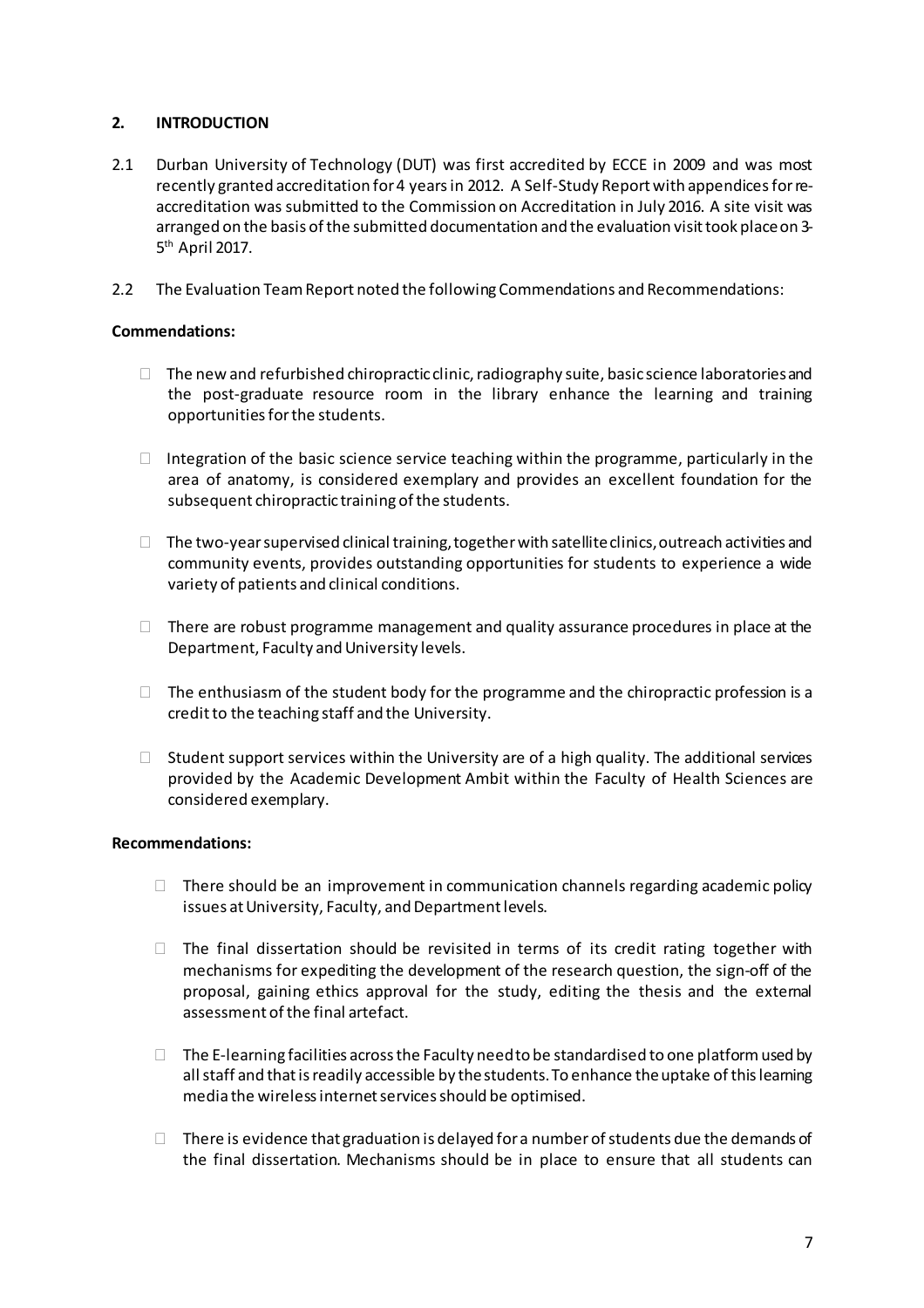## 2. INTRODUCTION

2.1 Durban University of Technology (DUT) was first accredited by ECCE in 2009 and was most recently granted accreditation for 4 years in 2012. A Self-Study Report with appendices for re-accreditation was submitted to the Commission on Accreditation in July 2016. A site visit was arranged on the basis of the submitted documentation and the evaluation visit took place on 3-5th April 2017.

2.2 The Evaluation Team Report noted the following Commendations and Recommendations:

**Commendations:**

- The new and refurbished chiropractic clinic, radiography suite, basic science laboratories and the post-graduate resource room in the library enhance the learning and training opportunities for the students.
- Integration of the basic science service teaching within the programme, particularly in the area of anatomy, is considered exemplary and provides an excellent foundation for the subsequent chiropractic training of the students.
- The two-year supervised clinical training, together with satellite clinics, outreach activities and community events, provides outstanding opportunities for students to experience a wide variety of patients and clinical conditions.
- There are robust programme management and quality assurance procedures in place at the Department, Faculty and University levels.
- The enthusiasm of the student body for the programme and the chiropractic profession is a credit to the teaching staff and the University.
- Student support services within the University are of a high quality. The additional services provided by the Academic Development Ambit within the Faculty of Health Sciences are considered exemplary.

**Recommendations:**

- There should be an improvement in communication channels regarding academic policy issues at University, Faculty, and Department levels.
- The final dissertation should be revisited in terms of its credit rating together with mechanisms for expediting the development of the research question, the sign-off of the proposal, gaining ethics approval for the study, editing the thesis and the external assessment of the final artefact.
- The E-learning facilities across the Faculty need to be standardised to one platform used by all staff and that is readily accessible by the students. To enhance the uptake of this learning media the wireless internet services should be optimised.
- There is evidence that graduation is delayed for a number of students due the demands of the final dissertation. Mechanisms should be in place to ensure that all students can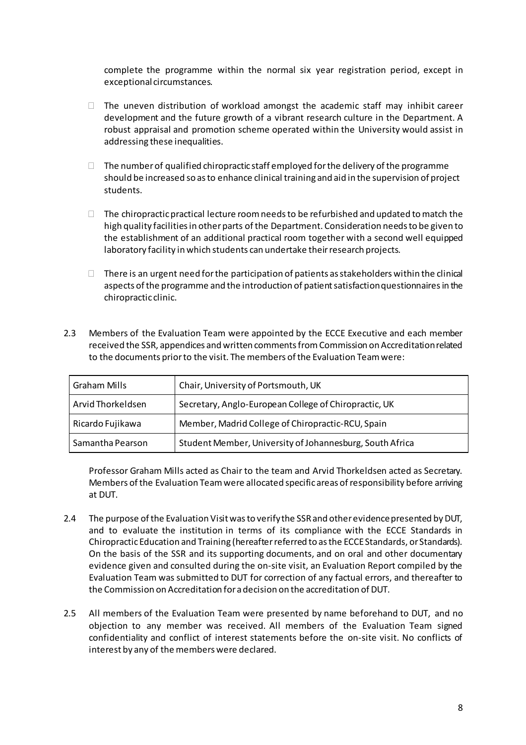complete the programme within the normal six year registration period, except in exceptional circumstances.

- The uneven distribution of workload amongst the academic staff may inhibit career development and the future growth of a vibrant research culture in the Department. A robust appraisal and promotion scheme operated within the University would assist in addressing these inequalities.

- The number of qualified chiropractic staff employed for the delivery of the programme should be increased so as to enhance clinical training and aid in the supervision of project students.

- The chiropractic practical lecture room needs to be refurbished and updated to match the high quality facilities in other parts of the Department. Consideration needs to be given to the establishment of an additional practical room together with a second well equipped laboratory facility in which students can undertake their research projects.

- There is an urgent need for the participation of patients as stakeholders within the clinical aspects of the programme and the introduction of patient satisfaction questionnaires in the chiropractic clinic.

2.3 Members of the Evaluation Team were appointed by the ECCE Executive and each member received the SSR, appendices and written comments from Commission on Accreditation related to the documents prior to the visit. The members of the Evaluation Team were:

| Graham Mills | Chair, University of Portsmouth, UK |
|---|---|
| Arvid Thorkeldsen | Secretary, Anglo-European College of Chiropractic, UK |
| Ricardo Fujikawa | Member, Madrid College of Chiropractic-RCU, Spain |
| Samantha Pearson | Student Member, University of Johannesburg, South Africa |

Professor Graham Mills acted as Chair to the team and Arvid Thorkeldsen acted as Secretary. Members of the Evaluation Team were allocated specific areas of responsibility before arriving at DUT.

2.4 The purpose of the Evaluation Visit was to verify the SSR and other evidence presented by DUT, and to evaluate the institution in terms of its compliance with the ECCE Standards in Chiropractic Education and Training (hereafter referred to as the ECCE Standards, or Standards). On the basis of the SSR and its supporting documents, and on oral and other documentary evidence given and consulted during the on-site visit, an Evaluation Report compiled by the Evaluation Team was submitted to DUT for correction of any factual errors, and thereafter to the Commission on Accreditation for a decision on the accreditation of DUT.

2.5 All members of the Evaluation Team were presented by name beforehand to DUT, and no objection to any member was received. All members of the Evaluation Team signed confidentiality and conflict of interest statements before the on-site visit. No conflicts of interest by any of the members were declared.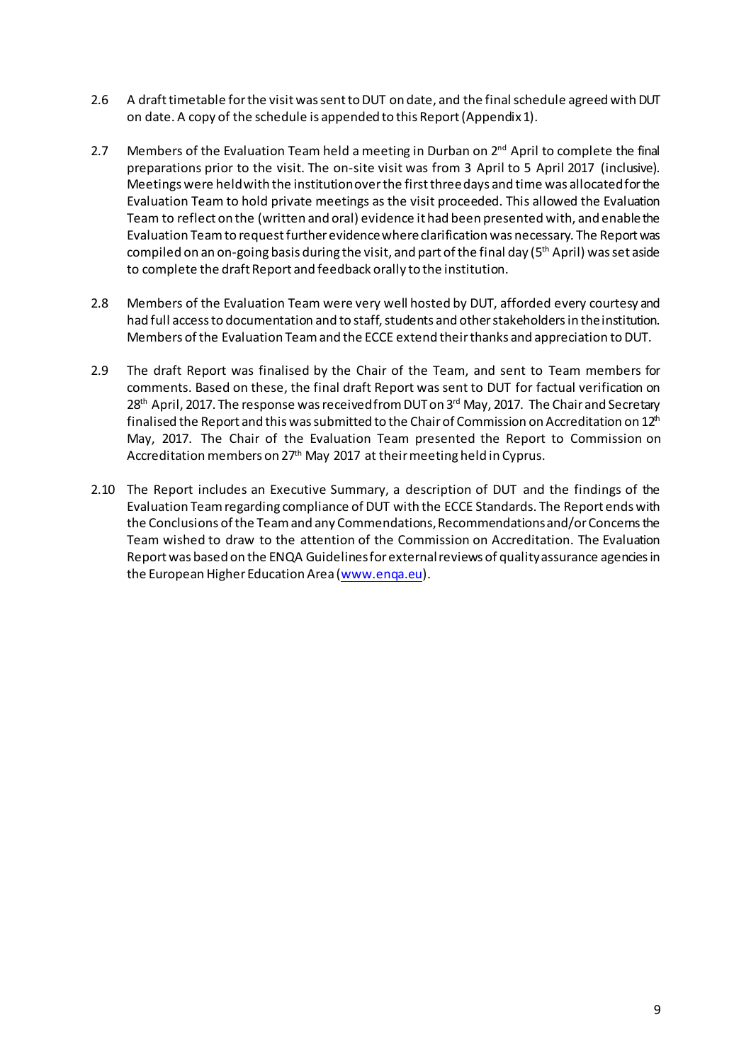2.6 A draft timetable for the visit was sent to DUT on date, and the final schedule agreed with DUT on date. A copy of the schedule is appended to this Report (Appendix 1).

2.7 Members of the Evaluation Team held a meeting in Durban on 2nd April to complete the final preparations prior to the visit. The on-site visit was from 3 April to 5 April 2017 (inclusive). Meetings were held with the institution over the first three days and time was allocated for the Evaluation Team to hold private meetings as the visit proceeded. This allowed the Evaluation Team to reflect on the (written and oral) evidence it had been presented with, and enable the Evaluation Team to request further evidence where clarification was necessary. The Report was compiled on an on-going basis during the visit, and part of the final day (5th April) was set aside to complete the draft Report and feedback orally to the institution.

2.8 Members of the Evaluation Team were very well hosted by DUT, afforded every courtesy and had full access to documentation and to staff, students and other stakeholders in the institution. Members of the Evaluation Team and the ECCE extend their thanks and appreciation to DUT.

2.9 The draft Report was finalised by the Chair of the Team, and sent to Team members for comments. Based on these, the final draft Report was sent to DUT for factual verification on 28th April, 2017. The response was received from DUT on 3rd May, 2017. The Chair and Secretary finalised the Report and this was submitted to the Chair of Commission on Accreditation on 12th May, 2017. The Chair of the Evaluation Team presented the Report to Commission on Accreditation members on 27th May 2017 at their meeting held in Cyprus.

2.10 The Report includes an Executive Summary, a description of DUT and the findings of the Evaluation Team regarding compliance of DUT with the ECCE Standards. The Report ends with the Conclusions of the Team and any Commendations, Recommendations and/or Concerns the Team wished to draw to the attention of the Commission on Accreditation. The Evaluation Report was based on the ENQA Guidelines for external reviews of quality assurance agencies in the European Higher Education Area (www.enqa.eu).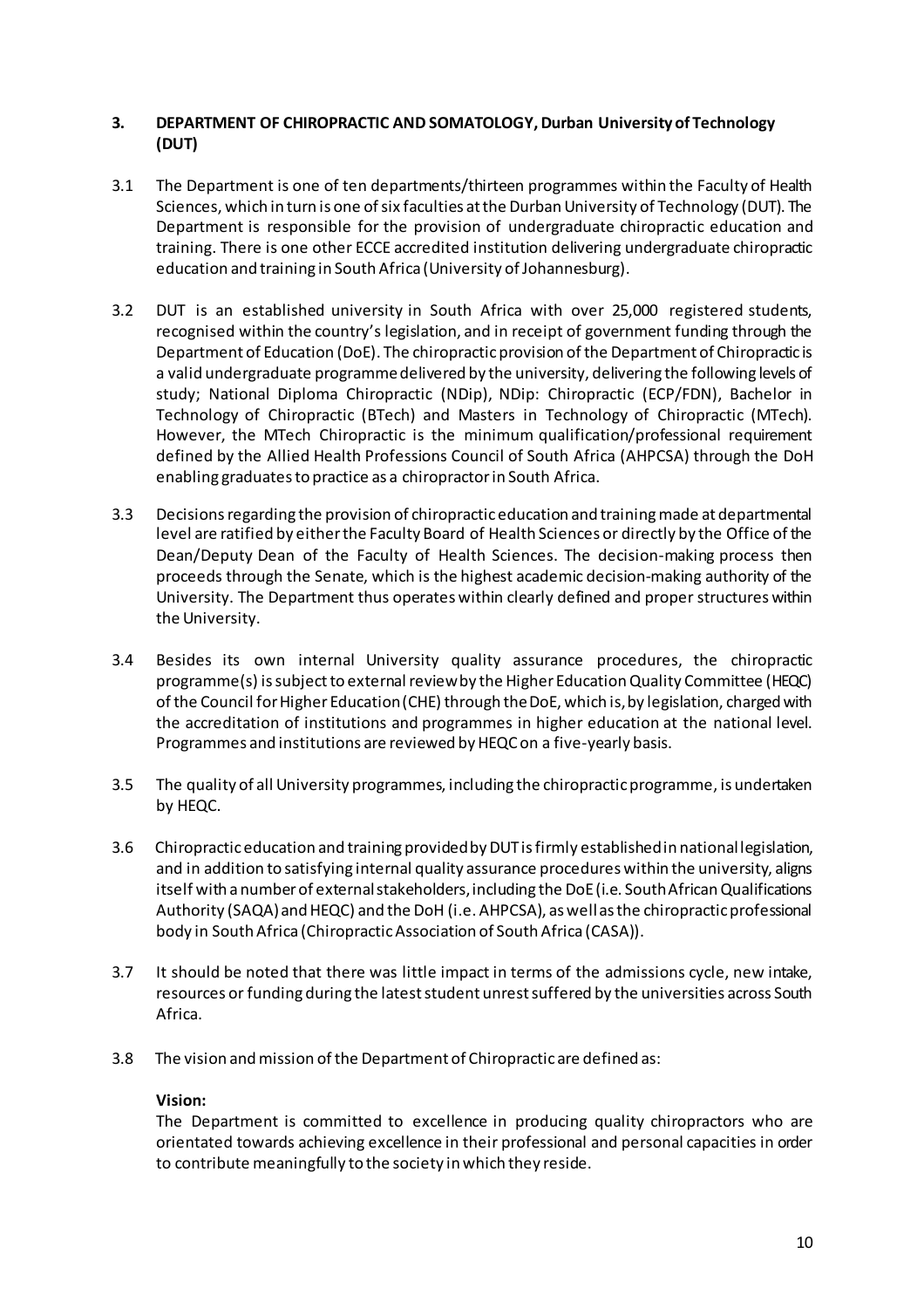## 3. DEPARTMENT OF CHIROPRACTIC AND SOMATOLOGY, Durban University of Technology (DUT)

3.1 The Department is one of ten departments/thirteen programmes within the Faculty of Health Sciences, which in turn is one of six faculties at the Durban University of Technology (DUT). The Department is responsible for the provision of undergraduate chiropractic education and training. There is one other ECCE accredited institution delivering undergraduate chiropractic education and training in South Africa (University of Johannesburg).

3.2 DUT is an established university in South Africa with over 25,000 registered students, recognised within the country's legislation, and in receipt of government funding through the Department of Education (DoE). The chiropractic provision of the Department of Chiropractic is a valid undergraduate programme delivered by the university, delivering the following levels of study; National Diploma Chiropractic (NDip), NDip: Chiropractic (ECP/FDN), Bachelor in Technology of Chiropractic (BTech) and Masters in Technology of Chiropractic (MTech). However, the MTech Chiropractic is the minimum qualification/professional requirement defined by the Allied Health Professions Council of South Africa (AHPCSA) through the DoH enabling graduates to practice as a chiropractor in South Africa.

3.3 Decisions regarding the provision of chiropractic education and training made at departmental level are ratified by either the Faculty Board of Health Sciences or directly by the Office of the Dean/Deputy Dean of the Faculty of Health Sciences. The decision-making process then proceeds through the Senate, which is the highest academic decision-making authority of the University. The Department thus operates within clearly defined and proper structures within the University.

3.4 Besides its own internal University quality assurance procedures, the chiropractic programme(s) is subject to external review by the Higher Education Quality Committee (HEQC) of the Council for Higher Education (CHE) through the DoE, which is, by legislation, charged with the accreditation of institutions and programmes in higher education at the national level. Programmes and institutions are reviewed by HEQC on a five-yearly basis.

3.5 The quality of all University programmes, including the chiropractic programme, is undertaken by HEQC.

3.6 Chiropractic education and training provided by DUT is firmly established in national legislation, and in addition to satisfying internal quality assurance procedures within the university, aligns itself with a number of external stakeholders, including the DoE (i.e. South African Qualifications Authority (SAQA) and HEQC) and the DoH (i.e. AHPCSA), as well as the chiropractic professional body in South Africa (Chiropractic Association of South Africa (CASA)).

3.7 It should be noted that there was little impact in terms of the admissions cycle, new intake, resources or funding during the latest student unrest suffered by the universities across South Africa.

3.8 The vision and mission of the Department of Chiropractic are defined as:

**Vision:**
The Department is committed to excellence in producing quality chiropractors who are orientated towards achieving excellence in their professional and personal capacities in order to contribute meaningfully to the society in which they reside.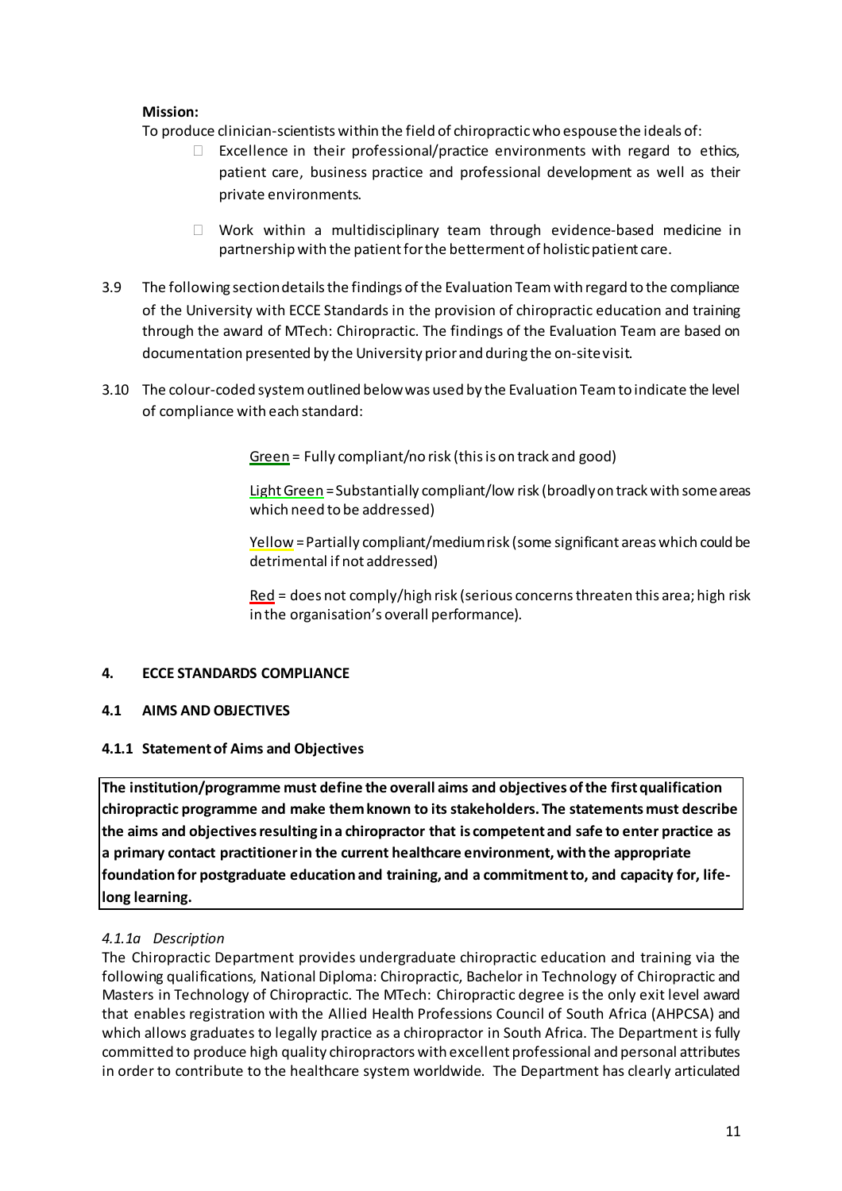**Mission:**

To produce clinician-scientists within the field of chiropractic who espouse the ideals of:

- Excellence in their professional/practice environments with regard to ethics, patient care, business practice and professional development as well as their private environments.
- Work within a multidisciplinary team through evidence-based medicine in partnership with the patient for the betterment of holistic patient care.

3.9 The following section details the findings of the Evaluation Team with regard to the compliance of the University with ECCE Standards in the provision of chiropractic education and training through the award of MTech: Chiropractic. The findings of the Evaluation Team are based on documentation presented by the University prior and during the on-site visit.

3.10 The colour-coded system outlined below was used by the Evaluation Team to indicate the level of compliance with each standard:

> Green = Fully compliant/no risk (this is on track and good)
>
> Light Green = Substantially compliant/low risk (broadly on track with some areas which need to be addressed)
>
> Yellow = Partially compliant/medium risk (some significant areas which could be detrimental if not addressed)
>
> Red = does not comply/high risk (serious concerns threaten this area; high risk in the organisation's overall performance).

## 4. ECCE STANDARDS COMPLIANCE

### 4.1 AIMS AND OBJECTIVES

#### 4.1.1 Statement of Aims and Objectives

| **The institution/programme must define the overall aims and objectives of the first qualification chiropractic programme and make them known to its stakeholders. The statements must describe the aims and objectives resulting in a chiropractor that is competent and safe to enter practice as a primary contact practitioner in the current healthcare environment, with the appropriate foundation for postgraduate education and training, and a commitment to, and capacity for, life-long learning.** |
|---|

*4.1.1a Description*

The Chiropractic Department provides undergraduate chiropractic education and training via the following qualifications, National Diploma: Chiropractic, Bachelor in Technology of Chiropractic and Masters in Technology of Chiropractic. The MTech: Chiropractic degree is the only exit level award that enables registration with the Allied Health Professions Council of South Africa (AHPCSA) and which allows graduates to legally practice as a chiropractor in South Africa. The Department is fully committed to produce high quality chiropractors with excellent professional and personal attributes in order to contribute to the healthcare system worldwide. The Department has clearly articulated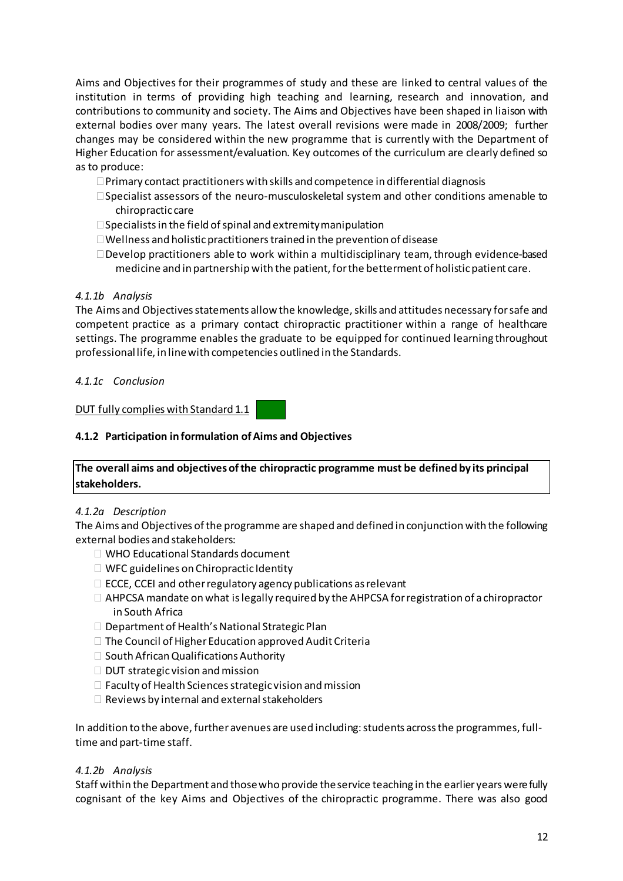Aims and Objectives for their programmes of study and these are linked to central values of the institution in terms of providing high teaching and learning, research and innovation, and contributions to community and society. The Aims and Objectives have been shaped in liaison with external bodies over many years. The latest overall revisions were made in 2008/2009; further changes may be considered within the new programme that is currently with the Department of Higher Education for assessment/evaluation. Key outcomes of the curriculum are clearly defined so as to produce:

- Primary contact practitioners with skills and competence in differential diagnosis
- Specialist assessors of the neuro-musculoskeletal system and other conditions amenable to chiropractic care
- Specialists in the field of spinal and extremity manipulation
- Wellness and holistic practitioners trained in the prevention of disease
- Develop practitioners able to work within a multidisciplinary team, through evidence-based medicine and in partnership with the patient, for the betterment of holistic patient care.

*4.1.1b Analysis*

The Aims and Objectives statements allow the knowledge, skills and attitudes necessary for safe and competent practice as a primary contact chiropractic practitioner within a range of healthcare settings. The programme enables the graduate to be equipped for continued learning throughout professional life, in line with competencies outlined in the Standards.

*4.1.1c Conclusion*

DUT fully complies with Standard 1.1

### 4.1.2 Participation in formulation of Aims and Objectives

**The overall aims and objectives of the chiropractic programme must be defined by its principal stakeholders.**

*4.1.2a Description*

The Aims and Objectives of the programme are shaped and defined in conjunction with the following external bodies and stakeholders:

- WHO Educational Standards document
- WFC guidelines on Chiropractic Identity
- ECCE, CCEI and other regulatory agency publications as relevant
- AHPCSA mandate on what is legally required by the AHPCSA for registration of a chiropractor in South Africa
- Department of Health's National Strategic Plan
- The Council of Higher Education approved Audit Criteria
- South African Qualifications Authority
- DUT strategic vision and mission
- Faculty of Health Sciences strategic vision and mission
- Reviews by internal and external stakeholders

In addition to the above, further avenues are used including: students across the programmes, full-time and part-time staff.

*4.1.2b Analysis*

Staff within the Department and those who provide the service teaching in the earlier years were fully cognisant of the key Aims and Objectives of the chiropractic programme. There was also good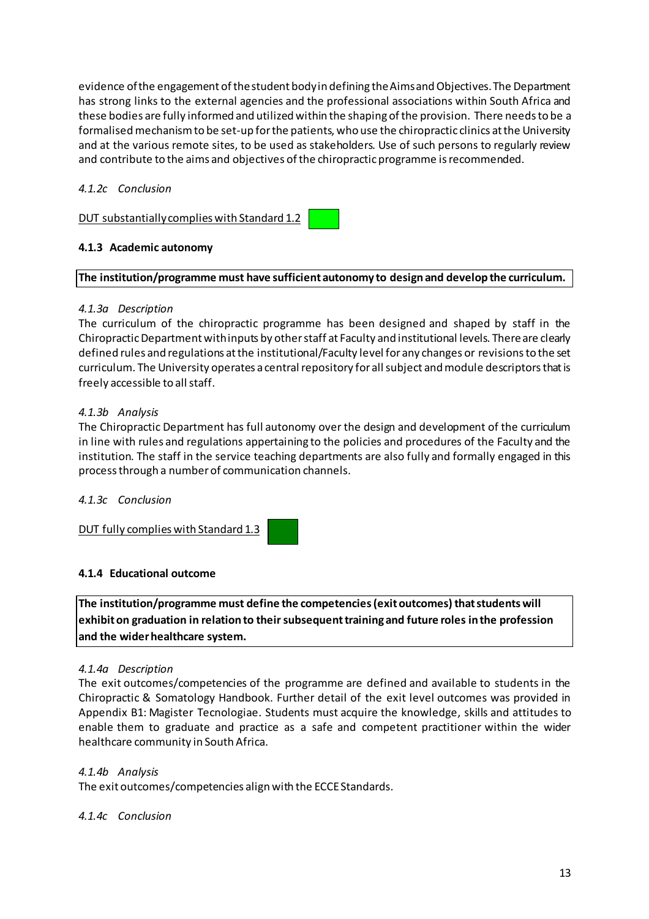evidence of the engagement of the student body in defining the Aims and Objectives. The Department has strong links to the external agencies and the professional associations within South Africa and these bodies are fully informed and utilized within the shaping of the provision. There needs to be a formalised mechanism to be set-up for the patients, who use the chiropractic clinics at the University and at the various remote sites, to be used as stakeholders. Use of such persons to regularly review and contribute to the aims and objectives of the chiropractic programme is recommended.

*4.1.2c Conclusion*

DUT substantially complies with Standard 1.2

### 4.1.3 Academic autonomy

**The institution/programme must have sufficient autonomy to design and develop the curriculum.**

*4.1.3a Description*

The curriculum of the chiropractic programme has been designed and shaped by staff in the Chiropractic Department with inputs by other staff at Faculty and institutional levels. There are clearly defined rules and regulations at the institutional/Faculty level for any changes or revisions to the set curriculum. The University operates a central repository for all subject and module descriptors that is freely accessible to all staff.

*4.1.3b Analysis*

The Chiropractic Department has full autonomy over the design and development of the curriculum in line with rules and regulations appertaining to the policies and procedures of the Faculty and the institution. The staff in the service teaching departments are also fully and formally engaged in this process through a number of communication channels.

*4.1.3c Conclusion*

DUT fully complies with Standard 1.3

### 4.1.4 Educational outcome

**The institution/programme must define the competencies (exit outcomes) that students will exhibit on graduation in relation to their subsequent training and future roles in the profession and the wider healthcare system.**

*4.1.4a Description*

The exit outcomes/competencies of the programme are defined and available to students in the Chiropractic & Somatology Handbook. Further detail of the exit level outcomes was provided in Appendix B1: Magister Tecnologiae. Students must acquire the knowledge, skills and attitudes to enable them to graduate and practice as a safe and competent practitioner within the wider healthcare community in South Africa.

*4.1.4b Analysis*

The exit outcomes/competencies align with the ECCE Standards.

*4.1.4c Conclusion*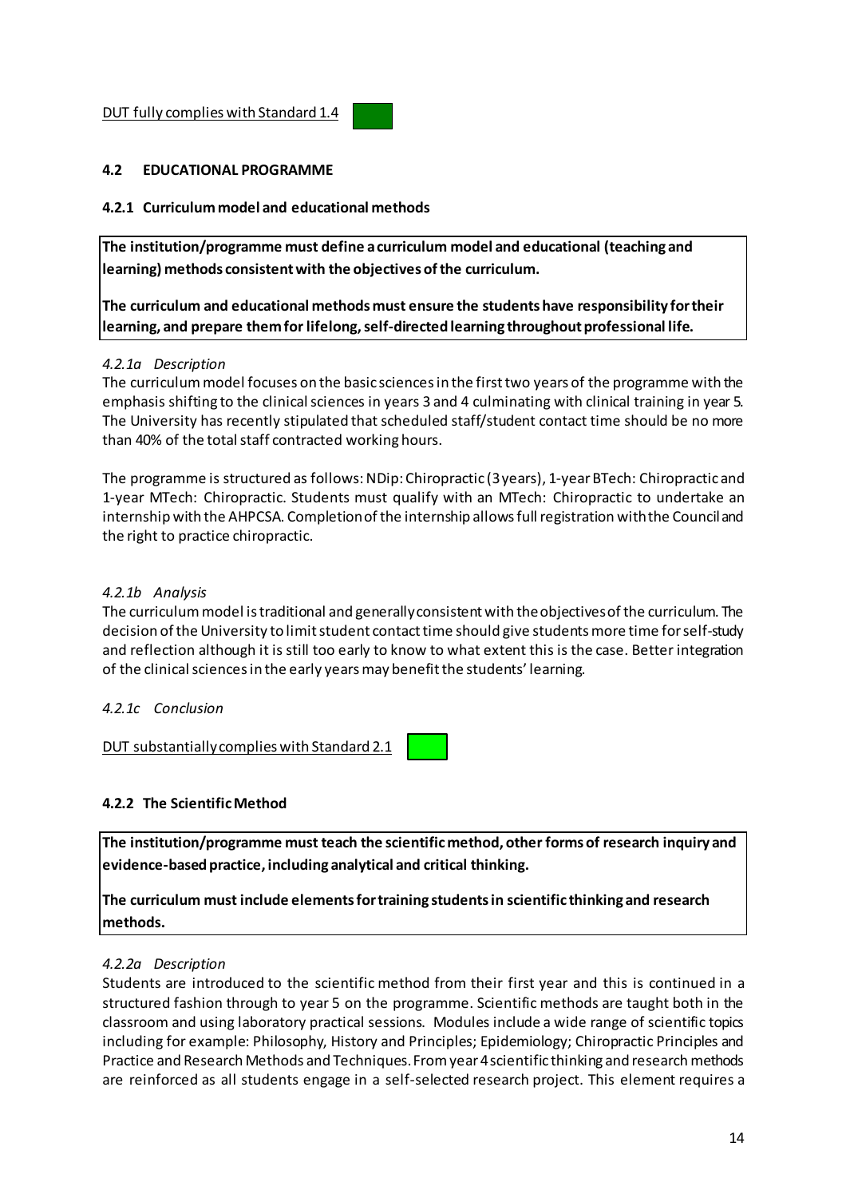DUT fully complies with Standard 1.4

### 4.2 EDUCATIONAL PROGRAMME

#### 4.2.1 Curriculum model and educational methods

**The institution/programme must define a curriculum model and educational (teaching and learning) methods consistent with the objectives of the curriculum.**

**The curriculum and educational methods must ensure the students have responsibility for their learning, and prepare them for lifelong, self-directed learning throughout professional life.**

*4.2.1a Description*

The curriculum model focuses on the basic sciences in the first two years of the programme with the emphasis shifting to the clinical sciences in years 3 and 4 culminating with clinical training in year 5. The University has recently stipulated that scheduled staff/student contact time should be no more than 40% of the total staff contracted working hours.

The programme is structured as follows: NDip: Chiropractic (3 years), 1-year BTech: Chiropractic and 1-year MTech: Chiropractic. Students must qualify with an MTech: Chiropractic to undertake an internship with the AHPCSA. Completion of the internship allows full registration with the Council and the right to practice chiropractic.

*4.2.1b Analysis*

The curriculum model is traditional and generally consistent with the objectives of the curriculum. The decision of the University to limit student contact time should give students more time for self-study and reflection although it is still too early to know to what extent this is the case. Better integration of the clinical sciences in the early years may benefit the students' learning.

*4.2.1c Conclusion*

DUT substantially complies with Standard 2.1

#### 4.2.2 The Scientific Method

**The institution/programme must teach the scientific method, other forms of research inquiry and evidence-based practice, including analytical and critical thinking.**

**The curriculum must include elements for training students in scientific thinking and research methods.**

*4.2.2a Description*

Students are introduced to the scientific method from their first year and this is continued in a structured fashion through to year 5 on the programme. Scientific methods are taught both in the classroom and using laboratory practical sessions. Modules include a wide range of scientific topics including for example: Philosophy, History and Principles; Epidemiology; Chiropractic Principles and Practice and Research Methods and Techniques. From year 4 scientific thinking and research methods are reinforced as all students engage in a self-selected research project. This element requires a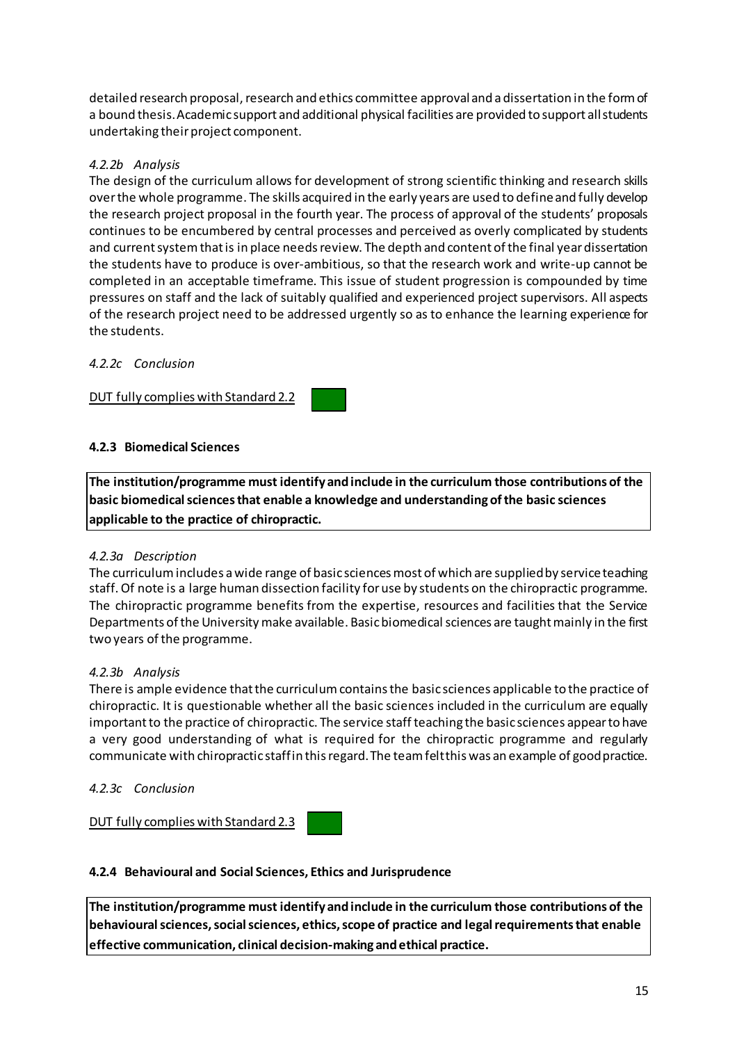detailed research proposal, research and ethics committee approval and a dissertation in the form of a bound thesis. Academic support and additional physical facilities are provided to support all students undertaking their project component.

*4.2.2b Analysis*

The design of the curriculum allows for development of strong scientific thinking and research skills over the whole programme. The skills acquired in the early years are used to define and fully develop the research project proposal in the fourth year. The process of approval of the students' proposals continues to be encumbered by central processes and perceived as overly complicated by students and current system that is in place needs review. The depth and content of the final year dissertation the students have to produce is over-ambitious, so that the research work and write-up cannot be completed in an acceptable timeframe. This issue of student progression is compounded by time pressures on staff and the lack of suitably qualified and experienced project supervisors. All aspects of the research project need to be addressed urgently so as to enhance the learning experience for the students.

*4.2.2c Conclusion*

DUT fully complies with Standard 2.2

### 4.2.3 Biomedical Sciences

**The institution/programme must identify and include in the curriculum those contributions of the basic biomedical sciences that enable a knowledge and understanding of the basic sciences applicable to the practice of chiropractic.**

*4.2.3a Description*

The curriculum includes a wide range of basic sciences most of which are supplied by service teaching staff. Of note is a large human dissection facility for use by students on the chiropractic programme. The chiropractic programme benefits from the expertise, resources and facilities that the Service Departments of the University make available. Basic biomedical sciences are taught mainly in the first two years of the programme.

*4.2.3b Analysis*

There is ample evidence that the curriculum contains the basic sciences applicable to the practice of chiropractic. It is questionable whether all the basic sciences included in the curriculum are equally important to the practice of chiropractic. The service staff teaching the basic sciences appear to have a very good understanding of what is required for the chiropractic programme and regularly communicate with chiropractic staff in this regard. The team felt this was an example of good practice.

*4.2.3c Conclusion*

DUT fully complies with Standard 2.3

### 4.2.4 Behavioural and Social Sciences, Ethics and Jurisprudence

**The institution/programme must identify and include in the curriculum those contributions of the behavioural sciences, social sciences, ethics, scope of practice and legal requirements that enable effective communication, clinical decision-making and ethical practice.**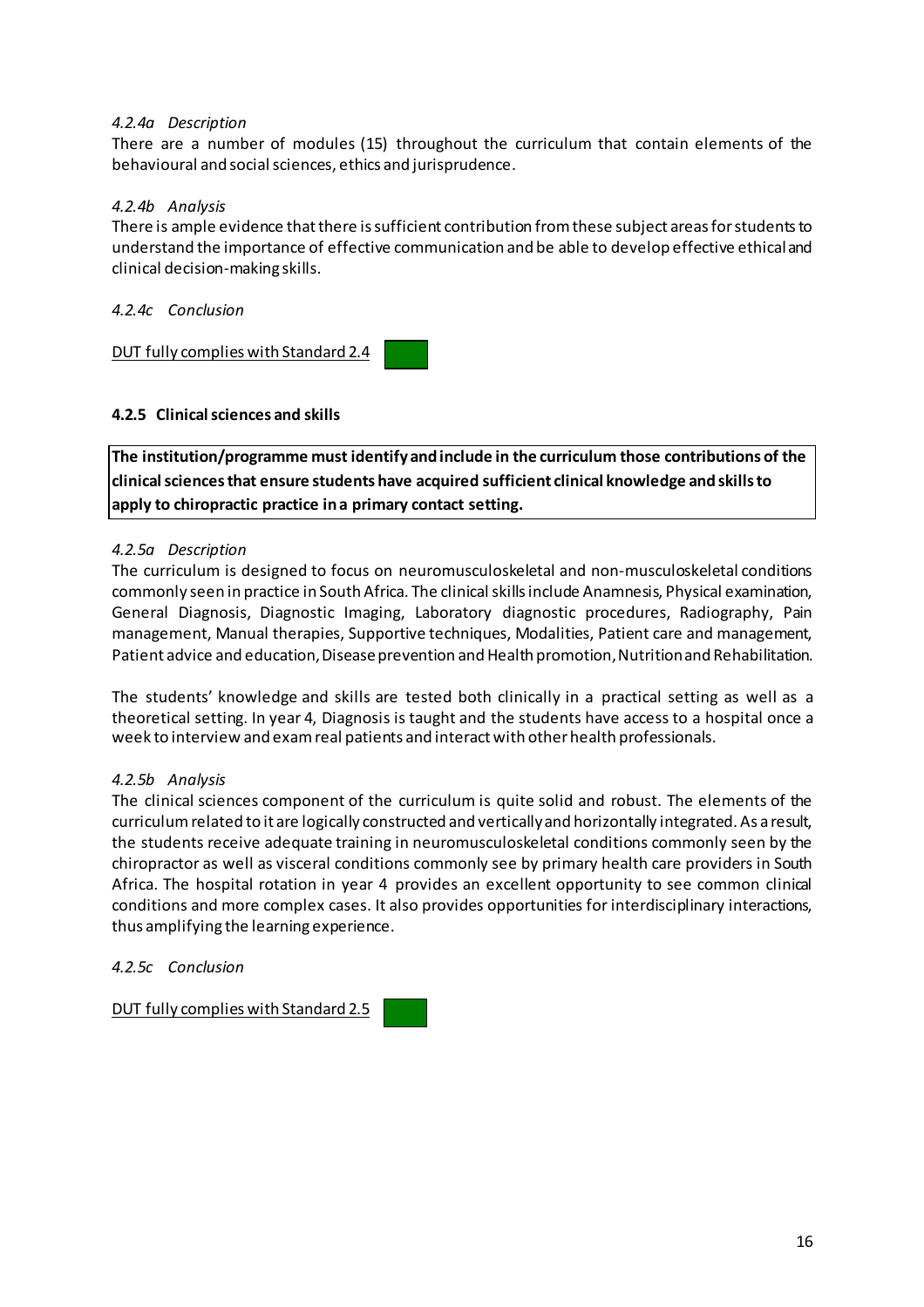*4.2.4a Description*

There are a number of modules (15) throughout the curriculum that contain elements of the behavioural and social sciences, ethics and jurisprudence.

*4.2.4b Analysis*

There is ample evidence that there is sufficient contribution from these subject areas for students to understand the importance of effective communication and be able to develop effective ethical and clinical decision-making skills.

*4.2.4c Conclusion*

<u>DUT fully complies with Standard 2.4</u>

### 4.2.5 Clinical sciences and skills

**The institution/programme must identify and include in the curriculum those contributions of the clinical sciences that ensure students have acquired sufficient clinical knowledge and skills to apply to chiropractic practice in a primary contact setting.**

*4.2.5a Description*

The curriculum is designed to focus on neuromusculoskeletal and non-musculoskeletal conditions commonly seen in practice in South Africa. The clinical skills include Anamnesis, Physical examination, General Diagnosis, Diagnostic Imaging, Laboratory diagnostic procedures, Radiography, Pain management, Manual therapies, Supportive techniques, Modalities, Patient care and management, Patient advice and education, Disease prevention and Health promotion, Nutrition and Rehabilitation.

The students' knowledge and skills are tested both clinically in a practical setting as well as a theoretical setting. In year 4, Diagnosis is taught and the students have access to a hospital once a week to interview and exam real patients and interact with other health professionals.

*4.2.5b Analysis*

The clinical sciences component of the curriculum is quite solid and robust. The elements of the curriculum related to it are logically constructed and vertically and horizontally integrated. As a result, the students receive adequate training in neuromusculoskeletal conditions commonly seen by the chiropractor as well as visceral conditions commonly see by primary health care providers in South Africa. The hospital rotation in year 4 provides an excellent opportunity to see common clinical conditions and more complex cases. It also provides opportunities for interdisciplinary interactions, thus amplifying the learning experience.

*4.2.5c Conclusion*

<u>DUT fully complies with Standard 2.5</u>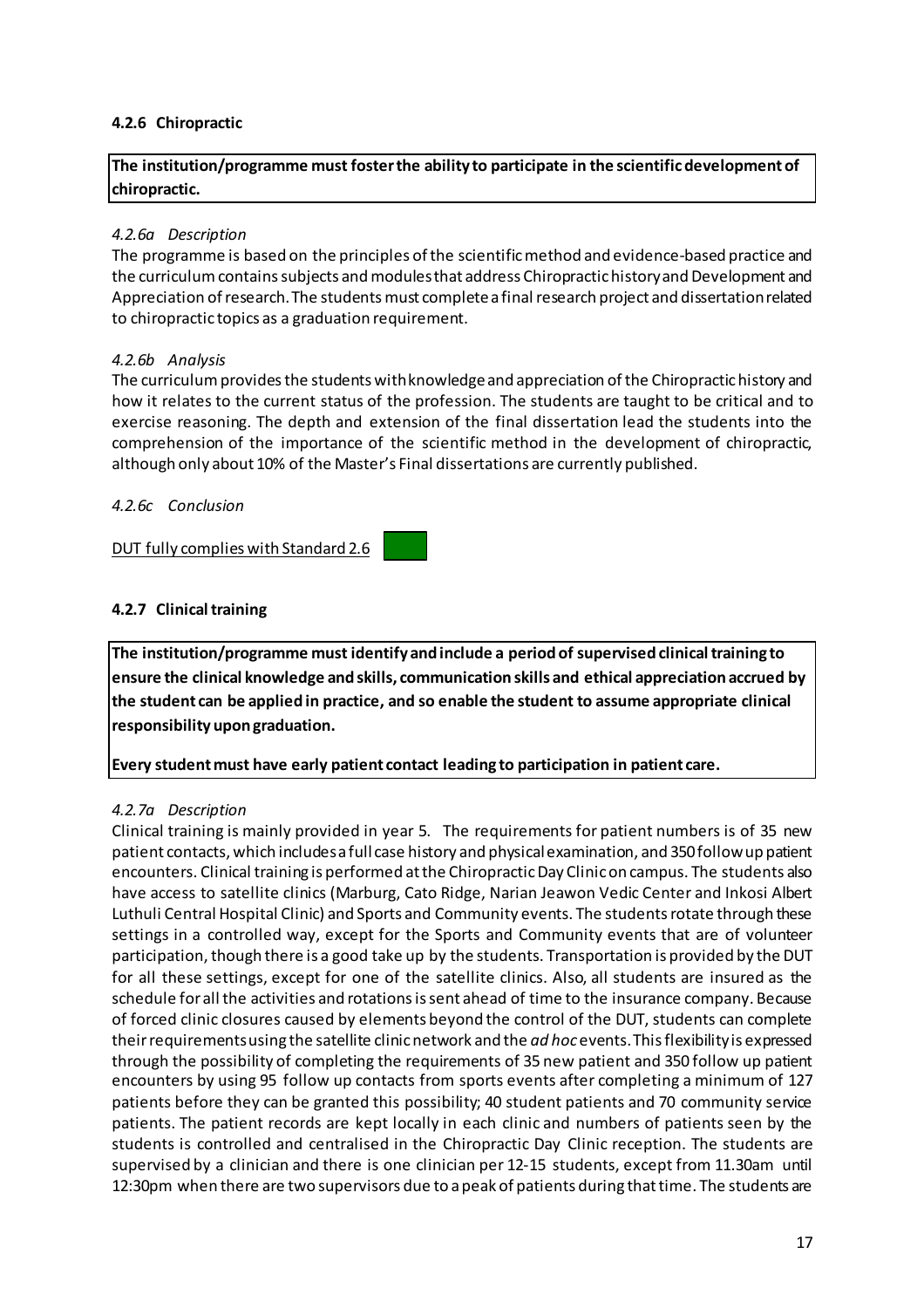### 4.2.6 Chiropractic

**The institution/programme must foster the ability to participate in the scientific development of chiropractic.**

*4.2.6a Description*

The programme is based on the principles of the scientific method and evidence-based practice and the curriculum contains subjects and modules that address Chiropractic history and Development and Appreciation of research. The students must complete a final research project and dissertation related to chiropractic topics as a graduation requirement.

*4.2.6b Analysis*

The curriculum provides the students with knowledge and appreciation of the Chiropractic history and how it relates to the current status of the profession. The students are taught to be critical and to exercise reasoning. The depth and extension of the final dissertation lead the students into the comprehension of the importance of the scientific method in the development of chiropractic, although only about 10% of the Master's Final dissertations are currently published.

*4.2.6c Conclusion*

DUT fully complies with Standard 2.6

### 4.2.7 Clinical training

**The institution/programme must identify and include a period of supervised clinical training to ensure the clinical knowledge and skills, communication skills and ethical appreciation accrued by the student can be applied in practice, and so enable the student to assume appropriate clinical responsibility upon graduation.**

**Every student must have early patient contact leading to participation in patient care.**

*4.2.7a Description*

Clinical training is mainly provided in year 5. The requirements for patient numbers is of 35 new patient contacts, which includes a full case history and physical examination, and 350 follow up patient encounters. Clinical training is performed at the Chiropractic Day Clinic on campus. The students also have access to satellite clinics (Marburg, Cato Ridge, Narian Jeawon Vedic Center and Inkosi Albert Luthuli Central Hospital Clinic) and Sports and Community events. The students rotate through these settings in a controlled way, except for the Sports and Community events that are of volunteer participation, though there is a good take up by the students. Transportation is provided by the DUT for all these settings, except for one of the satellite clinics. Also, all students are insured as the schedule for all the activities and rotations is sent ahead of time to the insurance company. Because of forced clinic closures caused by elements beyond the control of the DUT, students can complete their requirements using the satellite clinic network and the *ad hoc* events. This flexibility is expressed through the possibility of completing the requirements of 35 new patient and 350 follow up patient encounters by using 95 follow up contacts from sports events after completing a minimum of 127 patients before they can be granted this possibility; 40 student patients and 70 community service patients. The patient records are kept locally in each clinic and numbers of patients seen by the students is controlled and centralised in the Chiropractic Day Clinic reception. The students are supervised by a clinician and there is one clinician per 12-15 students, except from 11.30am until 12:30pm when there are two supervisors due to a peak of patients during that time. The students are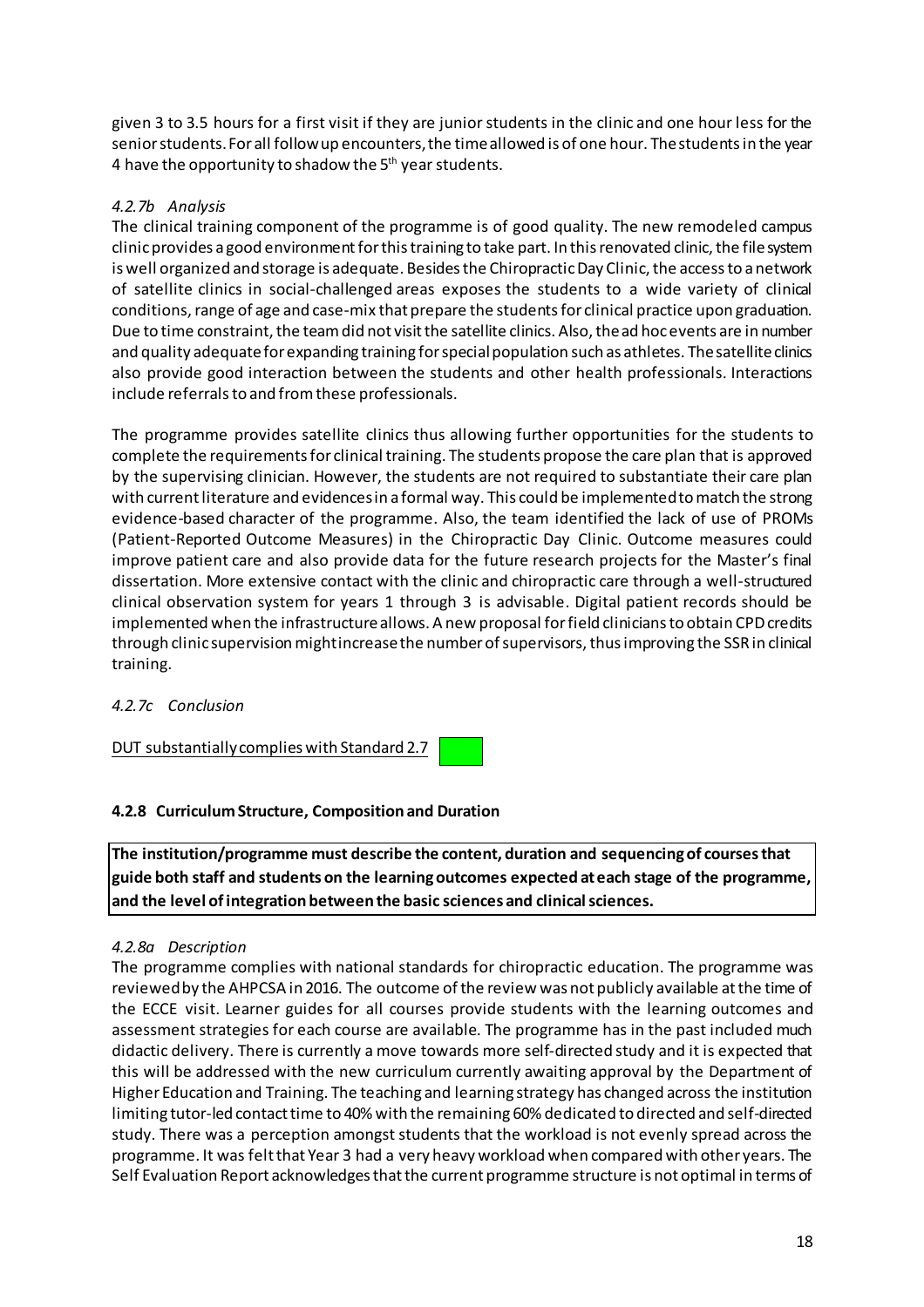given 3 to 3.5 hours for a first visit if they are junior students in the clinic and one hour less for the senior students. For all follow up encounters, the time allowed is of one hour. The students in the year 4 have the opportunity to shadow the 5th year students.

*4.2.7b Analysis*

The clinical training component of the programme is of good quality. The new remodeled campus clinic provides a good environment for this training to take part. In this renovated clinic, the file system is well organized and storage is adequate. Besides the Chiropractic Day Clinic, the access to a network of satellite clinics in social-challenged areas exposes the students to a wide variety of clinical conditions, range of age and case-mix that prepare the students for clinical practice upon graduation. Due to time constraint, the team did not visit the satellite clinics. Also, the ad hoc events are in number and quality adequate for expanding training for special population such as athletes. The satellite clinics also provide good interaction between the students and other health professionals. Interactions include referrals to and from these professionals.

The programme provides satellite clinics thus allowing further opportunities for the students to complete the requirements for clinical training. The students propose the care plan that is approved by the supervising clinician. However, the students are not required to substantiate their care plan with current literature and evidences in a formal way. This could be implemented to match the strong evidence-based character of the programme. Also, the team identified the lack of use of PROMs (Patient-Reported Outcome Measures) in the Chiropractic Day Clinic. Outcome measures could improve patient care and also provide data for the future research projects for the Master's final dissertation. More extensive contact with the clinic and chiropractic care through a well-structured clinical observation system for years 1 through 3 is advisable. Digital patient records should be implemented when the infrastructure allows. A new proposal for field clinicians to obtain CPD credits through clinic supervision might increase the number of supervisors, thus improving the SSR in clinical training.

*4.2.7c Conclusion*

DUT substantially complies with Standard 2.7

### 4.2.8 Curriculum Structure, Composition and Duration

**The institution/programme must describe the content, duration and sequencing of courses that guide both staff and students on the learning outcomes expected at each stage of the programme, and the level of integration between the basic sciences and clinical sciences.**

*4.2.8a Description*

The programme complies with national standards for chiropractic education. The programme was reviewed by the AHPCSA in 2016. The outcome of the review was not publicly available at the time of the ECCE visit. Learner guides for all courses provide students with the learning outcomes and assessment strategies for each course are available. The programme has in the past included much didactic delivery. There is currently a move towards more self-directed study and it is expected that this will be addressed with the new curriculum currently awaiting approval by the Department of Higher Education and Training. The teaching and learning strategy has changed across the institution limiting tutor-led contact time to 40% with the remaining 60% dedicated to directed and self-directed study. There was a perception amongst students that the workload is not evenly spread across the programme. It was felt that Year 3 had a very heavy workload when compared with other years. The Self Evaluation Report acknowledges that the current programme structure is not optimal in terms of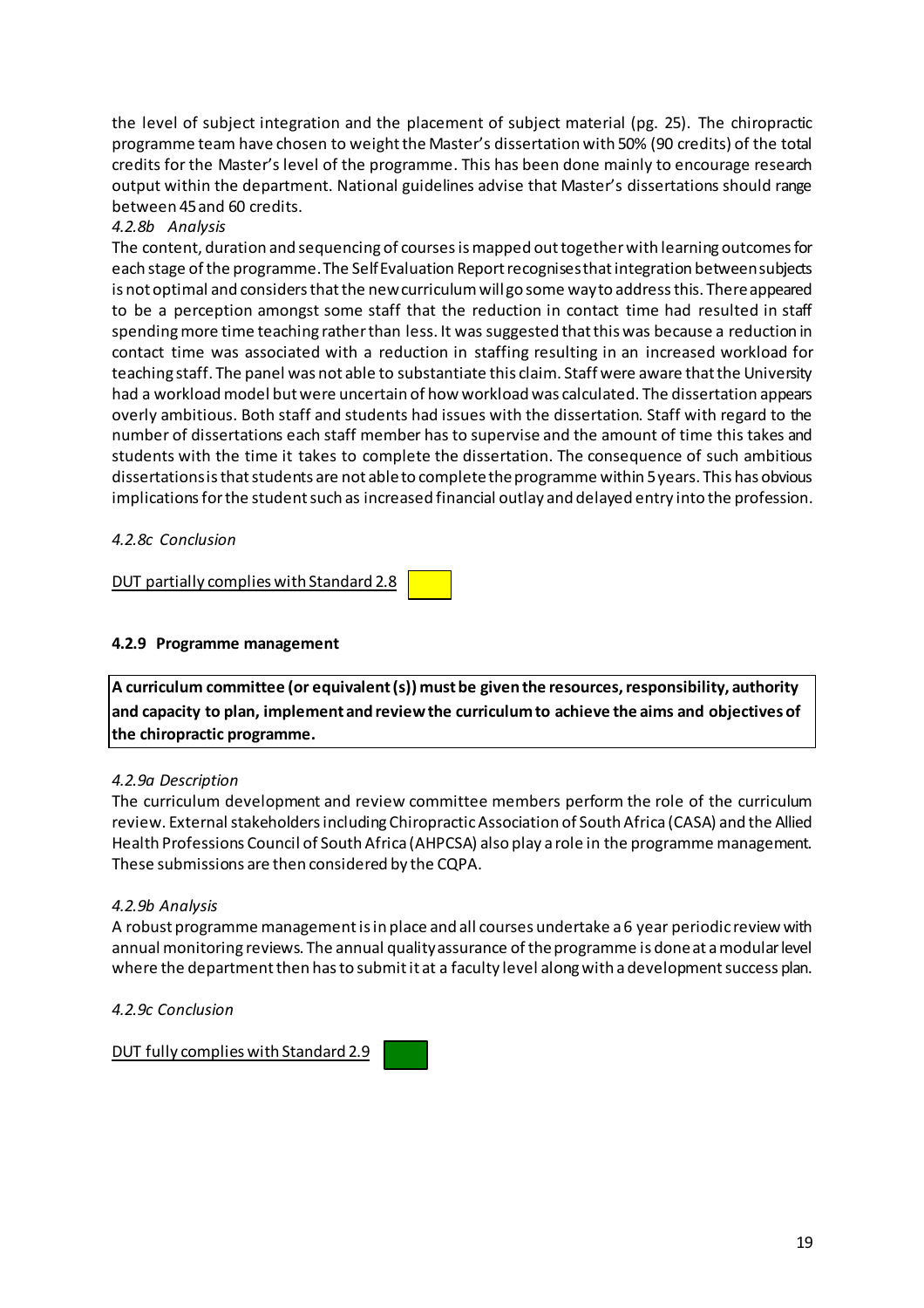the level of subject integration and the placement of subject material (pg. 25). The chiropractic programme team have chosen to weight the Master's dissertation with 50% (90 credits) of the total credits for the Master's level of the programme. This has been done mainly to encourage research output within the department. National guidelines advise that Master's dissertations should range between 45 and 60 credits.

*4.2.8b Analysis*

The content, duration and sequencing of courses is mapped out together with learning outcomes for each stage of the programme. The Self Evaluation Report recognises that integration between subjects is not optimal and considers that the new curriculum will go some way to address this. There appeared to be a perception amongst some staff that the reduction in contact time had resulted in staff spending more time teaching rather than less. It was suggested that this was because a reduction in contact time was associated with a reduction in staffing resulting in an increased workload for teaching staff. The panel was not able to substantiate this claim. Staff were aware that the University had a workload model but were uncertain of how workload was calculated. The dissertation appears overly ambitious. Both staff and students had issues with the dissertation. Staff with regard to the number of dissertations each staff member has to supervise and the amount of time this takes and students with the time it takes to complete the dissertation. The consequence of such ambitious dissertations is that students are not able to complete the programme within 5 years. This has obvious implications for the student such as increased financial outlay and delayed entry into the profession.

*4.2.8c Conclusion*

DUT partially complies with Standard 2.8

#### 4.2.9 Programme management

**A curriculum committee (or equivalent (s)) must be given the resources, responsibility, authority and capacity to plan, implement and review the curriculum to achieve the aims and objectives of the chiropractic programme.**

*4.2.9a Description*

The curriculum development and review committee members perform the role of the curriculum review. External stakeholders including Chiropractic Association of South Africa (CASA) and the Allied Health Professions Council of South Africa (AHPCSA) also play a role in the programme management. These submissions are then considered by the CQPA.

*4.2.9b Analysis*

A robust programme management is in place and all courses undertake a 6 year periodic review with annual monitoring reviews. The annual quality assurance of the programme is done at a modular level where the department then has to submit it at a faculty level along with a development success plan.

*4.2.9c Conclusion*

DUT fully complies with Standard 2.9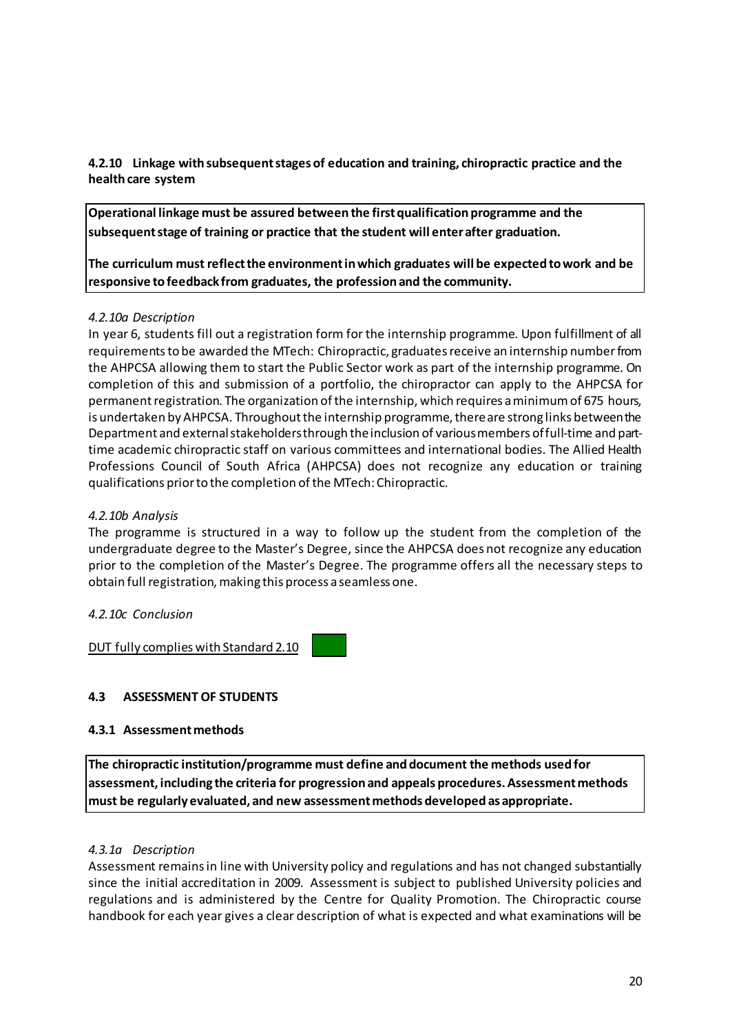**4.2.10 Linkage with subsequent stages of education and training, chiropractic practice and the health care system**

> **Operational linkage must be assured between the first qualification programme and the subsequent stage of training or practice that the student will enter after graduation.**
>
> **The curriculum must reflect the environment in which graduates will be expected to work and be responsive to feedback from graduates, the profession and the community.**

*4.2.10a Description*

In year 6, students fill out a registration form for the internship programme. Upon fulfillment of all requirements to be awarded the MTech: Chiropractic, graduates receive an internship number from the AHPCSA allowing them to start the Public Sector work as part of the internship programme. On completion of this and submission of a portfolio, the chiropractor can apply to the AHPCSA for permanent registration. The organization of the internship, which requires a minimum of 675 hours, is undertaken by AHPCSA. Throughout the internship programme, there are strong links between the Department and external stakeholders through the inclusion of various members of full-time and part-time academic chiropractic staff on various committees and international bodies. The Allied Health Professions Council of South Africa (AHPCSA) does not recognize any education or training qualifications prior to the completion of the MTech: Chiropractic.

*4.2.10b Analysis*

The programme is structured in a way to follow up the student from the completion of the undergraduate degree to the Master's Degree, since the AHPCSA does not recognize any education prior to the completion of the Master's Degree. The programme offers all the necessary steps to obtain full registration, making this process a seamless one.

*4.2.10c Conclusion*

DUT fully complies with Standard 2.10

**4.3 ASSESSMENT OF STUDENTS**

**4.3.1 Assessment methods**

> **The chiropractic institution/programme must define and document the methods used for assessment, including the criteria for progression and appeals procedures. Assessment methods must be regularly evaluated, and new assessment methods developed as appropriate.**

*4.3.1a Description*

Assessment remains in line with University policy and regulations and has not changed substantially since the initial accreditation in 2009. Assessment is subject to published University policies and regulations and is administered by the Centre for Quality Promotion. The Chiropractic course handbook for each year gives a clear description of what is expected and what examinations will be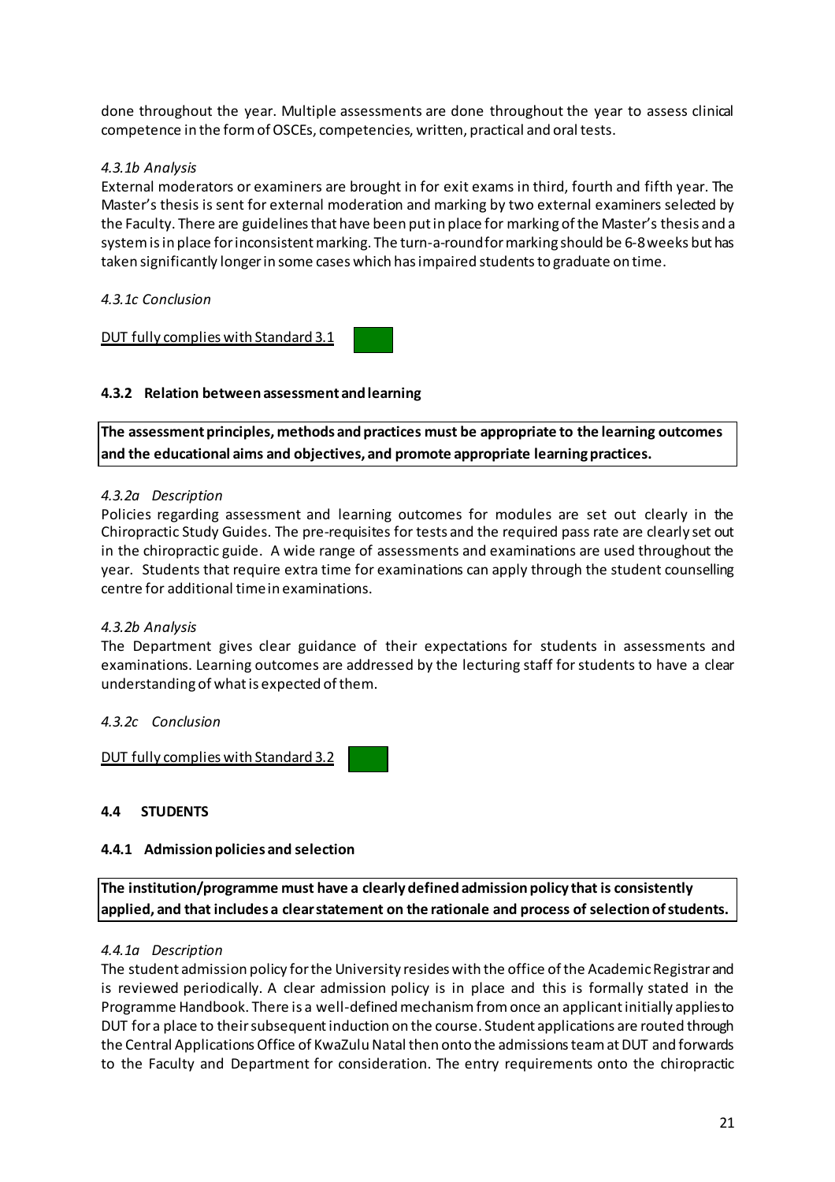done throughout the year. Multiple assessments are done throughout the year to assess clinical competence in the form of OSCEs, competencies, written, practical and oral tests.

*4.3.1b Analysis*

External moderators or examiners are brought in for exit exams in third, fourth and fifth year. The Master's thesis is sent for external moderation and marking by two external examiners selected by the Faculty. There are guidelines that have been put in place for marking of the Master's thesis and a system is in place for inconsistent marking. The turn-a-round for marking should be 6-8 weeks but has taken significantly longer in some cases which has impaired students to graduate on time.

*4.3.1c Conclusion*

DUT fully complies with Standard 3.1

### 4.3.2 Relation between assessment and learning

**The assessment principles, methods and practices must be appropriate to the learning outcomes and the educational aims and objectives, and promote appropriate learning practices.**

*4.3.2a Description*

Policies regarding assessment and learning outcomes for modules are set out clearly in the Chiropractic Study Guides. The pre-requisites for tests and the required pass rate are clearly set out in the chiropractic guide. A wide range of assessments and examinations are used throughout the year. Students that require extra time for examinations can apply through the student counselling centre for additional time in examinations.

*4.3.2b Analysis*

The Department gives clear guidance of their expectations for students in assessments and examinations. Learning outcomes are addressed by the lecturing staff for students to have a clear understanding of what is expected of them.

*4.3.2c Conclusion*

DUT fully complies with Standard 3.2

## 4.4 STUDENTS

### 4.4.1 Admission policies and selection

**The institution/programme must have a clearly defined admission policy that is consistently applied, and that includes a clear statement on the rationale and process of selection of students.**

*4.4.1a Description*

The student admission policy for the University resides with the office of the Academic Registrar and is reviewed periodically. A clear admission policy is in place and this is formally stated in the Programme Handbook. There is a well-defined mechanism from once an applicant initially applies to DUT for a place to their subsequent induction on the course. Student applications are routed through the Central Applications Office of KwaZulu Natal then onto the admissions team at DUT and forwards to the Faculty and Department for consideration. The entry requirements onto the chiropractic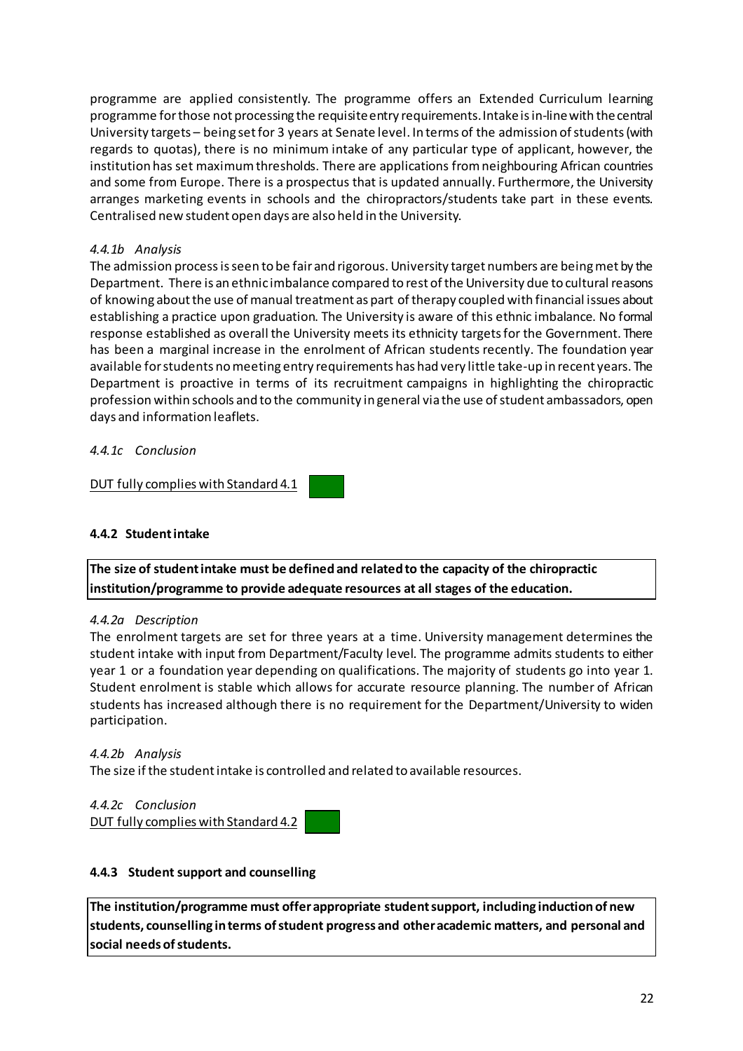programme are applied consistently. The programme offers an Extended Curriculum learning programme for those not processing the requisite entry requirements. Intake is in-line with the central University targets – being set for 3 years at Senate level. In terms of the admission of students (with regards to quotas), there is no minimum intake of any particular type of applicant, however, the institution has set maximum thresholds. There are applications from neighbouring African countries and some from Europe. There is a prospectus that is updated annually. Furthermore, the University arranges marketing events in schools and the chiropractors/students take part in these events. Centralised new student open days are also held in the University.

*4.4.1b Analysis*

The admission process is seen to be fair and rigorous. University target numbers are being met by the Department. There is an ethnic imbalance compared to rest of the University due to cultural reasons of knowing about the use of manual treatment as part of therapy coupled with financial issues about establishing a practice upon graduation. The University is aware of this ethnic imbalance. No formal response established as overall the University meets its ethnicity targets for the Government. There has been a marginal increase in the enrolment of African students recently. The foundation year available for students no meeting entry requirements has had very little take-up in recent years. The Department is proactive in terms of its recruitment campaigns in highlighting the chiropractic profession within schools and to the community in general via the use of student ambassadors, open days and information leaflets.

*4.4.1c Conclusion*

DUT fully complies with Standard 4.1

#### 4.4.2 Student intake

**The size of student intake must be defined and related to the capacity of the chiropractic institution/programme to provide adequate resources at all stages of the education.**

*4.4.2a Description*

The enrolment targets are set for three years at a time. University management determines the student intake with input from Department/Faculty level. The programme admits students to either year 1 or a foundation year depending on qualifications. The majority of students go into year 1. Student enrolment is stable which allows for accurate resource planning. The number of African students has increased although there is no requirement for the Department/University to widen participation.

*4.4.2b Analysis*

The size if the student intake is controlled and related to available resources.

*4.4.2c Conclusion*

DUT fully complies with Standard 4.2

#### 4.4.3 Student support and counselling

**The institution/programme must offer appropriate student support, including induction of new students, counselling in terms of student progress and other academic matters, and personal and social needs of students.**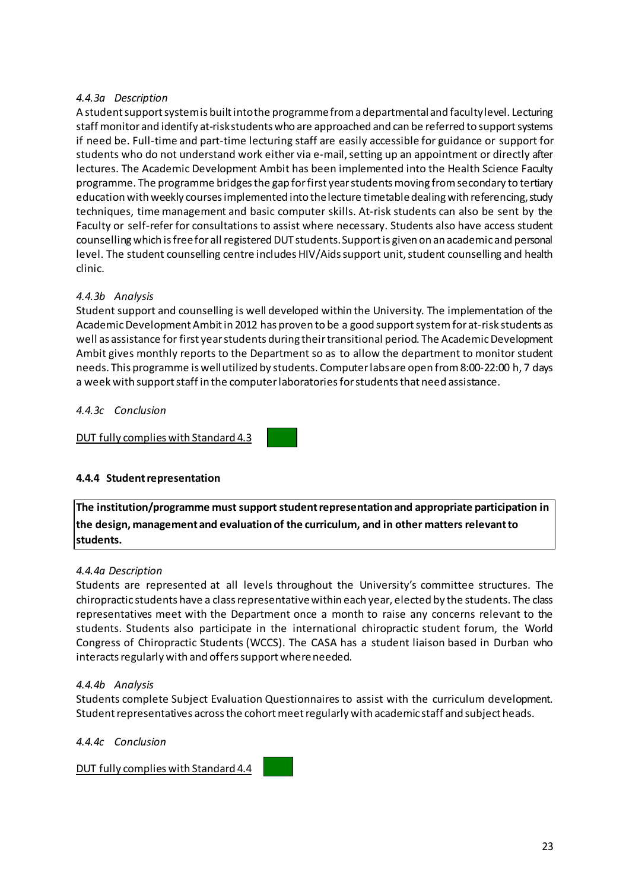*4.4.3a Description*

A student support system is built into the programme from a departmental and faculty level. Lecturing staff monitor and identify at-risk students who are approached and can be referred to support systems if need be. Full-time and part-time lecturing staff are easily accessible for guidance or support for students who do not understand work either via e-mail, setting up an appointment or directly after lectures. The Academic Development Ambit has been implemented into the Health Science Faculty programme. The programme bridges the gap for first year students moving from secondary to tertiary education with weekly courses implemented into the lecture timetable dealing with referencing, study techniques, time management and basic computer skills. At-risk students can also be sent by the Faculty or self-refer for consultations to assist where necessary. Students also have access student counselling which is free for all registered DUT students. Support is given on an academic and personal level. The student counselling centre includes HIV/Aids support unit, student counselling and health clinic.

*4.4.3b Analysis*

Student support and counselling is well developed within the University. The implementation of the Academic Development Ambit in 2012 has proven to be a good support system for at-risk students as well as assistance for first year students during their transitional period. The Academic Development Ambit gives monthly reports to the Department so as to allow the department to monitor student needs. This programme is well utilized by students. Computer labs are open from 8:00-22:00 h, 7 days a week with support staff in the computer laboratories for students that need assistance.

*4.4.3c Conclusion*

DUT fully complies with Standard 4.3

### 4.4.4 Student representation

**The institution/programme must support student representation and appropriate participation in the design, management and evaluation of the curriculum, and in other matters relevant to students.**

*4.4.4a Description*

Students are represented at all levels throughout the University's committee structures. The chiropractic students have a class representative within each year, elected by the students. The class representatives meet with the Department once a month to raise any concerns relevant to the students. Students also participate in the international chiropractic student forum, the World Congress of Chiropractic Students (WCCS). The CASA has a student liaison based in Durban who interacts regularly with and offers support where needed.

*4.4.4b Analysis*

Students complete Subject Evaluation Questionnaires to assist with the curriculum development. Student representatives across the cohort meet regularly with academic staff and subject heads.

*4.4.4c Conclusion*

DUT fully complies with Standard 4.4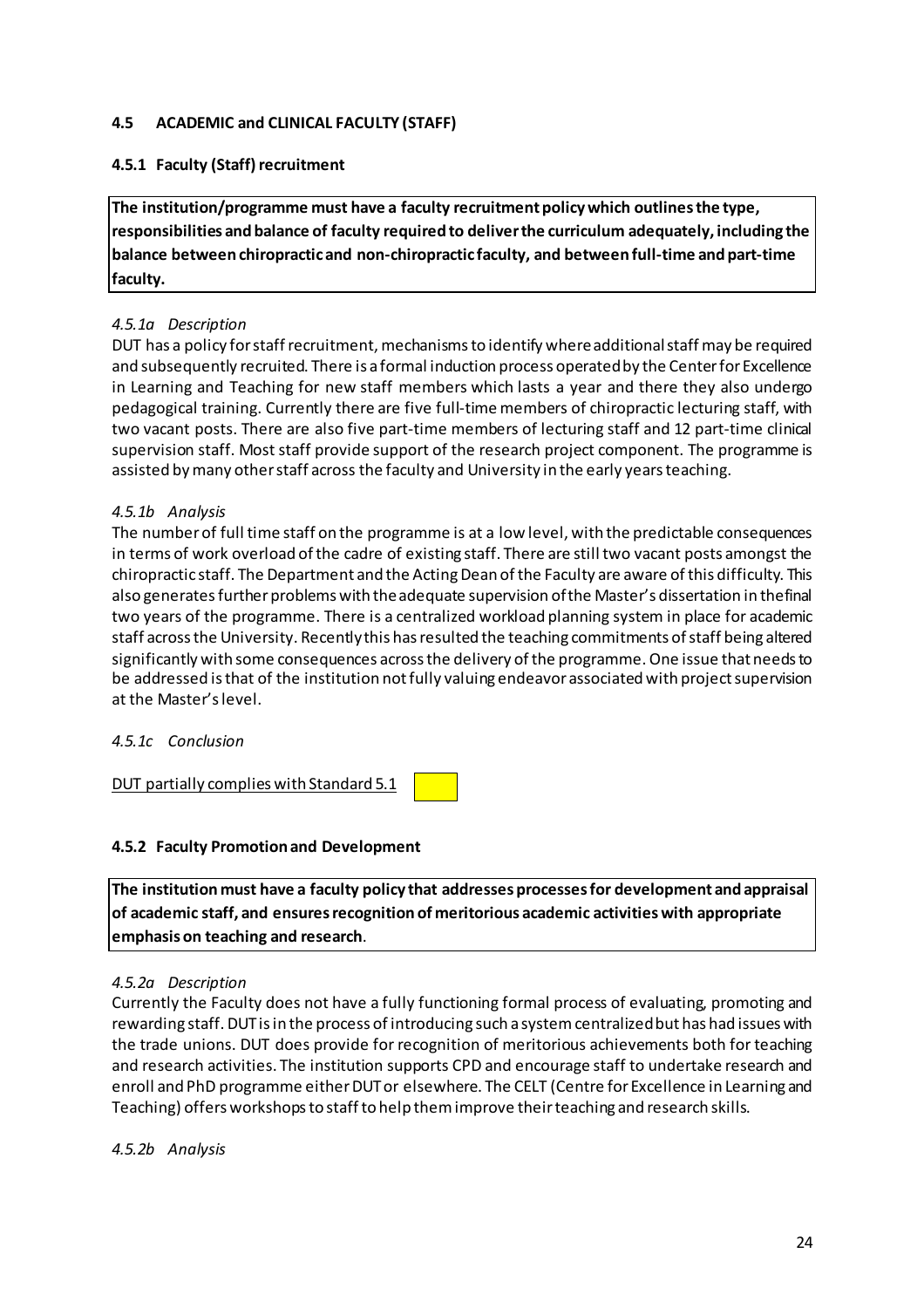## 4.5 ACADEMIC and CLINICAL FACULTY (STAFF)

### 4.5.1 Faculty (Staff) recruitment

**The institution/programme must have a faculty recruitment policy which outlines the type, responsibilities and balance of faculty required to deliver the curriculum adequately, including the balance between chiropractic and non-chiropractic faculty, and between full-time and part-time faculty.**

*4.5.1a Description*

DUT has a policy for staff recruitment, mechanisms to identify where additional staff may be required and subsequently recruited. There is a formal induction process operated by the Center for Excellence in Learning and Teaching for new staff members which lasts a year and there they also undergo pedagogical training. Currently there are five full-time members of chiropractic lecturing staff, with two vacant posts. There are also five part-time members of lecturing staff and 12 part-time clinical supervision staff. Most staff provide support of the research project component. The programme is assisted by many other staff across the faculty and University in the early years teaching.

*4.5.1b Analysis*

The number of full time staff on the programme is at a low level, with the predictable consequences in terms of work overload of the cadre of existing staff. There are still two vacant posts amongst the chiropractic staff. The Department and the Acting Dean of the Faculty are aware of this difficulty. This also generates further problems with the adequate supervision of the Master's dissertation in the final two years of the programme. There is a centralized workload planning system in place for academic staff across the University. Recently this has resulted the teaching commitments of staff being altered significantly with some consequences across the delivery of the programme. One issue that needs to be addressed is that of the institution not fully valuing endeavor associated with project supervision at the Master's level.

*4.5.1c Conclusion*

DUT partially complies with Standard 5.1

### 4.5.2 Faculty Promotion and Development

**The institution must have a faculty policy that addresses processes for development and appraisal of academic staff, and ensures recognition of meritorious academic activities with appropriate emphasis on teaching and research**.

*4.5.2a Description*

Currently the Faculty does not have a fully functioning formal process of evaluating, promoting and rewarding staff. DUT is in the process of introducing such a system centralized but has had issues with the trade unions. DUT does provide for recognition of meritorious achievements both for teaching and research activities. The institution supports CPD and encourage staff to undertake research and enroll and PhD programme either DUT or elsewhere. The CELT (Centre for Excellence in Learning and Teaching) offers workshops to staff to help them improve their teaching and research skills.

*4.5.2b Analysis*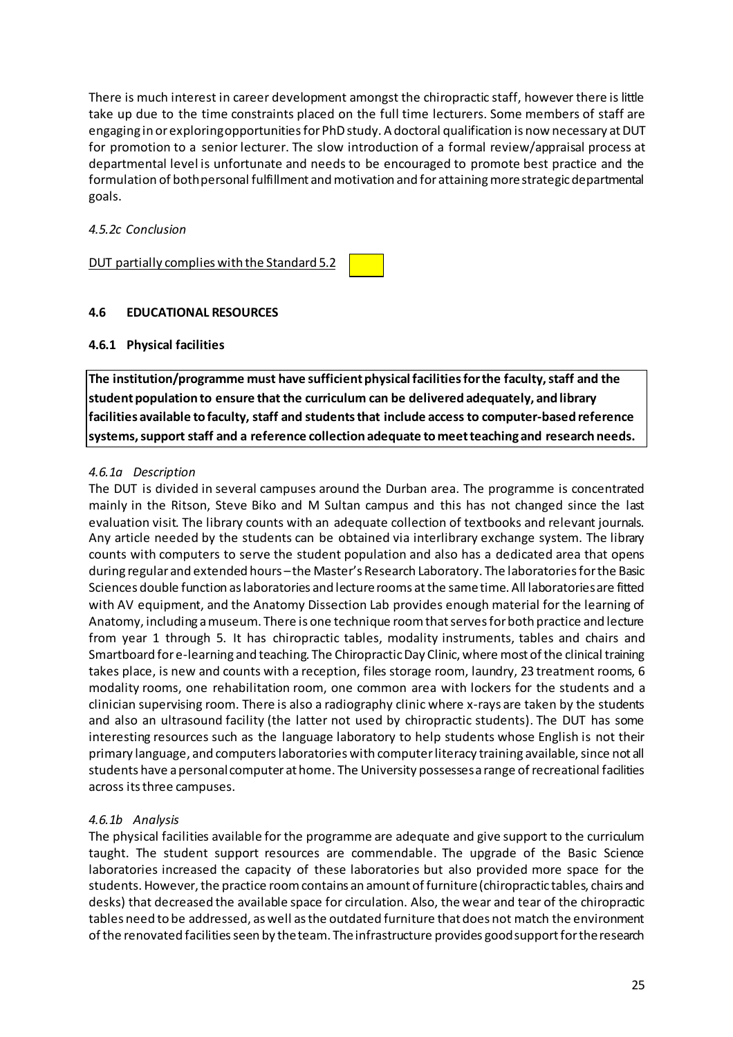There is much interest in career development amongst the chiropractic staff, however there is little take up due to the time constraints placed on the full time lecturers. Some members of staff are engaging in or exploring opportunities for PhD study. A doctoral qualification is now necessary at DUT for promotion to a senior lecturer. The slow introduction of a formal review/appraisal process at departmental level is unfortunate and needs to be encouraged to promote best practice and the formulation of both personal fulfillment and motivation and for attaining more strategic departmental goals.

*4.5.2c Conclusion*

<u>DUT partially complies with the Standard 5.2</u>

### 4.6 EDUCATIONAL RESOURCES

#### 4.6.1 Physical facilities

**The institution/programme must have sufficient physical facilities for the faculty, staff and the student population to ensure that the curriculum can be delivered adequately, and library facilities available to faculty, staff and students that include access to computer-based reference systems, support staff and a reference collection adequate to meet teaching and research needs.**

*4.6.1a Description*

The DUT is divided in several campuses around the Durban area. The programme is concentrated mainly in the Ritson, Steve Biko and M Sultan campus and this has not changed since the last evaluation visit. The library counts with an adequate collection of textbooks and relevant journals. Any article needed by the students can be obtained via interlibrary exchange system. The library counts with computers to serve the student population and also has a dedicated area that opens during regular and extended hours – the Master's Research Laboratory. The laboratories for the Basic Sciences double function as laboratories and lecture rooms at the same time. All laboratories are fitted with AV equipment, and the Anatomy Dissection Lab provides enough material for the learning of Anatomy, including a museum. There is one technique room that serves for both practice and lecture from year 1 through 5. It has chiropractic tables, modality instruments, tables and chairs and Smartboard for e-learning and teaching. The Chiropractic Day Clinic, where most of the clinical training takes place, is new and counts with a reception, files storage room, laundry, 23 treatment rooms, 6 modality rooms, one rehabilitation room, one common area with lockers for the students and a clinician supervising room. There is also a radiography clinic where x-rays are taken by the students and also an ultrasound facility (the latter not used by chiropractic students). The DUT has some interesting resources such as the language laboratory to help students whose English is not their primary language, and computers laboratories with computer literacy training available, since not all students have a personal computer at home. The University possesses a range of recreational facilities across its three campuses.

*4.6.1b Analysis*

The physical facilities available for the programme are adequate and give support to the curriculum taught. The student support resources are commendable. The upgrade of the Basic Science laboratories increased the capacity of these laboratories but also provided more space for the students. However, the practice room contains an amount of furniture (chiropractic tables, chairs and desks) that decreased the available space for circulation. Also, the wear and tear of the chiropractic tables need to be addressed, as well as the outdated furniture that does not match the environment of the renovated facilities seen by the team. The infrastructure provides good support for the research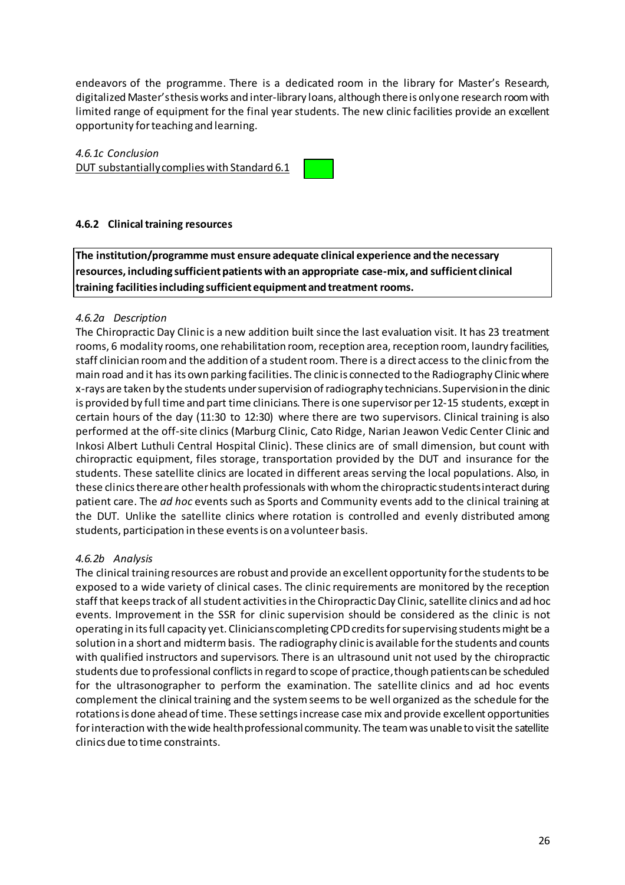endeavors of the programme. There is a dedicated room in the library for Master's Research, digitalized Master's thesis works and inter-library loans, although there is only one research room with limited range of equipment for the final year students. The new clinic facilities provide an excellent opportunity for teaching and learning.

*4.6.1c Conclusion*

DUT substantially complies with Standard 6.1

#### 4.6.2 Clinical training resources

**The institution/programme must ensure adequate clinical experience and the necessary resources, including sufficient patients with an appropriate case-mix, and sufficient clinical training facilities including sufficient equipment and treatment rooms.**

*4.6.2a Description*

The Chiropractic Day Clinic is a new addition built since the last evaluation visit. It has 23 treatment rooms, 6 modality rooms, one rehabilitation room, reception area, reception room, laundry facilities, staff clinician room and the addition of a student room. There is a direct access to the clinic from the main road and it has its own parking facilities. The clinic is connected to the Radiography Clinic where x-rays are taken by the students under supervision of radiography technicians. Supervision in the clinic is provided by full time and part time clinicians. There is one supervisor per 12-15 students, except in certain hours of the day (11:30 to 12:30) where there are two supervisors. Clinical training is also performed at the off-site clinics (Marburg Clinic, Cato Ridge, Narian Jeawon Vedic Center Clinic and Inkosi Albert Luthuli Central Hospital Clinic). These clinics are of small dimension, but count with chiropractic equipment, files storage, transportation provided by the DUT and insurance for the students. These satellite clinics are located in different areas serving the local populations. Also, in these clinics there are other health professionals with whom the chiropractic students interact during patient care. The *ad hoc* events such as Sports and Community events add to the clinical training at the DUT. Unlike the satellite clinics where rotation is controlled and evenly distributed among students, participation in these events is on a volunteer basis.

*4.6.2b Analysis*

The clinical training resources are robust and provide an excellent opportunity for the students to be exposed to a wide variety of clinical cases. The clinic requirements are monitored by the reception staff that keeps track of all student activities in the Chiropractic Day Clinic, satellite clinics and ad hoc events. Improvement in the SSR for clinic supervision should be considered as the clinic is not operating in its full capacity yet. Clinicians completing CPD credits for supervising students might be a solution in a short and midterm basis. The radiography clinic is available for the students and counts with qualified instructors and supervisors. There is an ultrasound unit not used by the chiropractic students due to professional conflicts in regard to scope of practice, though patients can be scheduled for the ultrasonographer to perform the examination. The satellite clinics and ad hoc events complement the clinical training and the system seems to be well organized as the schedule for the rotations is done ahead of time. These settings increase case mix and provide excellent opportunities for interaction with the wide health professional community. The team was unable to visit the satellite clinics due to time constraints.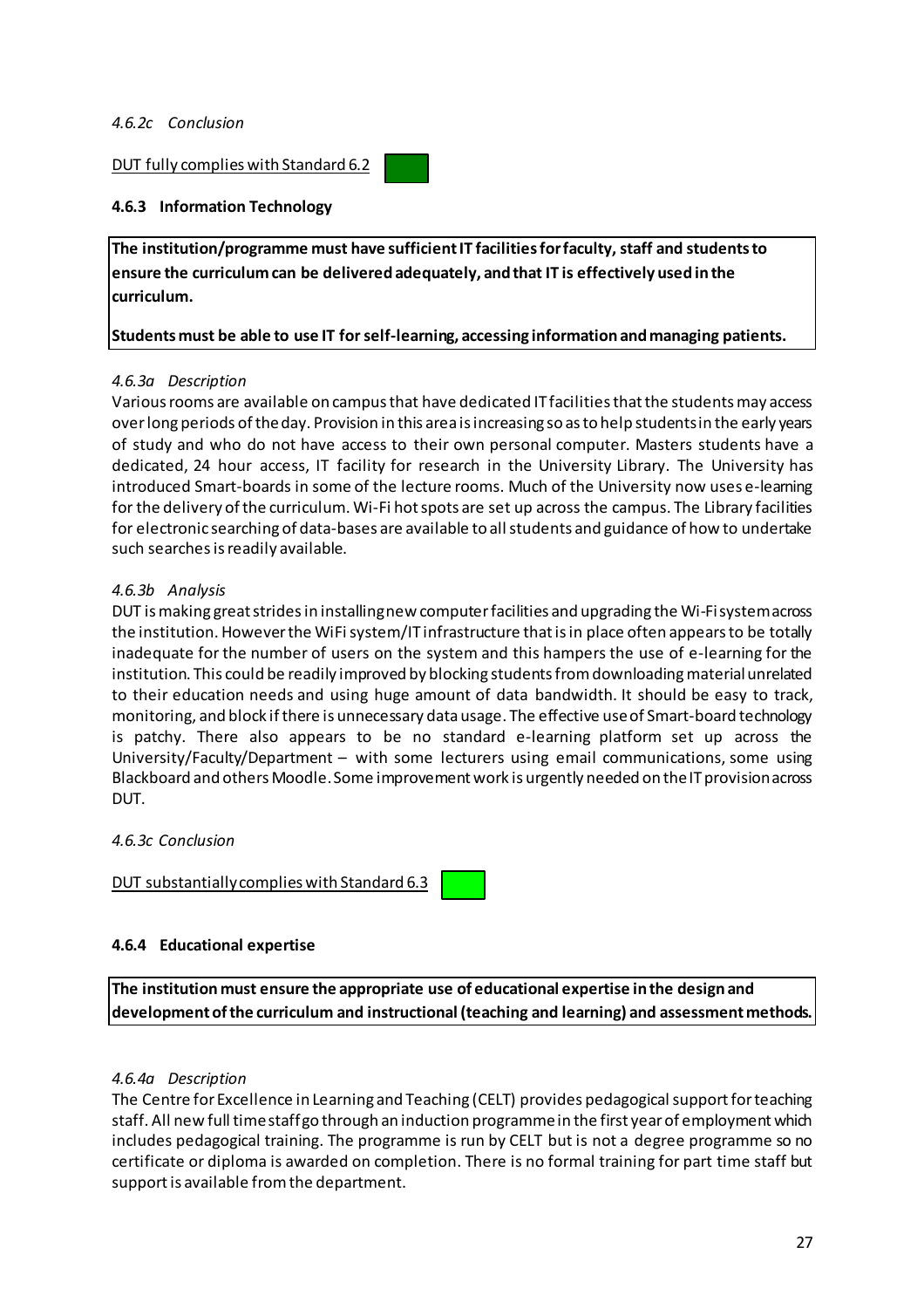*4.6.2c Conclusion*

DUT fully complies with Standard 6.2

### 4.6.3 Information Technology

**The institution/programme must have sufficient IT facilities for faculty, staff and students to ensure the curriculum can be delivered adequately, and that IT is effectively used in the curriculum.**

**Students must be able to use IT for self-learning, accessing information and managing patients.**

*4.6.3a Description*

Various rooms are available on campus that have dedicated IT facilities that the students may access over long periods of the day. Provision in this area is increasing so as to help students in the early years of study and who do not have access to their own personal computer. Masters students have a dedicated, 24 hour access, IT facility for research in the University Library. The University has introduced Smart-boards in some of the lecture rooms. Much of the University now uses e-learning for the delivery of the curriculum. Wi-Fi hot spots are set up across the campus. The Library facilities for electronic searching of data-bases are available to all students and guidance of how to undertake such searches is readily available.

*4.6.3b Analysis*

DUT is making great strides in installing new computer facilities and upgrading the Wi-Fi system across the institution. However the WiFi system/IT infrastructure that is in place often appears to be totally inadequate for the number of users on the system and this hampers the use of e-learning for the institution. This could be readily improved by blocking students from downloading material unrelated to their education needs and using huge amount of data bandwidth. It should be easy to track, monitoring, and block if there is unnecessary data usage. The effective use of Smart-board technology is patchy. There also appears to be no standard e-learning platform set up across the University/Faculty/Department – with some lecturers using email communications, some using Blackboard and others Moodle. Some improvement work is urgently needed on the IT provision across DUT.

*4.6.3c Conclusion*

DUT substantially complies with Standard 6.3

### 4.6.4 Educational expertise

**The institution must ensure the appropriate use of educational expertise in the design and development of the curriculum and instructional (teaching and learning) and assessment methods.**

*4.6.4a Description*

The Centre for Excellence in Learning and Teaching (CELT) provides pedagogical support for teaching staff. All new full time staff go through an induction programme in the first year of employment which includes pedagogical training. The programme is run by CELT but is not a degree programme so no certificate or diploma is awarded on completion. There is no formal training for part time staff but support is available from the department.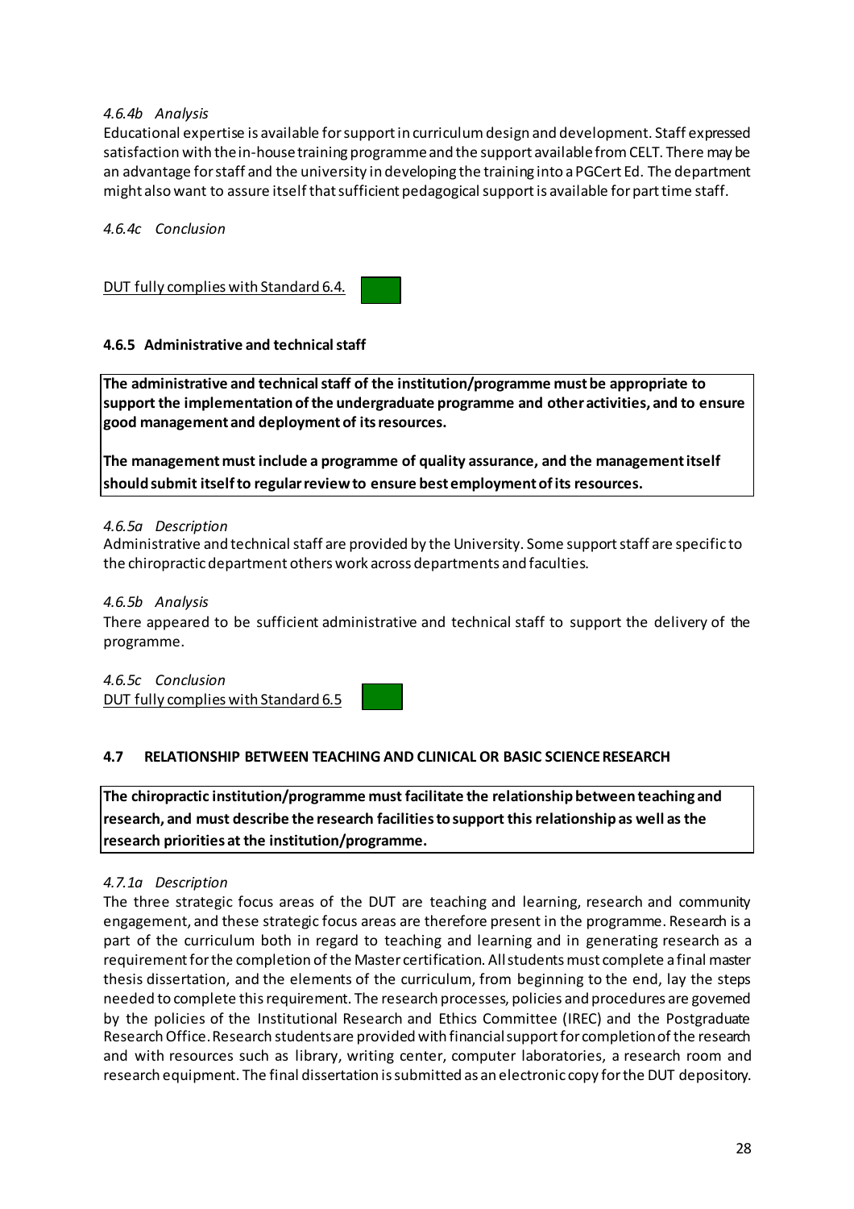*4.6.4b Analysis*

Educational expertise is available for support in curriculum design and development. Staff expressed satisfaction with the in-house training programme and the support available from CELT. There may be an advantage for staff and the university in developing the training into a PGCert Ed. The department might also want to assure itself that sufficient pedagogical support is available for part time staff.

*4.6.4c Conclusion*

DUT fully complies with Standard 6.4.

### 4.6.5 Administrative and technical staff

**The administrative and technical staff of the institution/programme must be appropriate to support the implementation of the undergraduate programme and other activities, and to ensure good management and deployment of its resources.**

**The management must include a programme of quality assurance, and the management itself should submit itself to regular review to ensure best employment of its resources.**

*4.6.5a Description*

Administrative and technical staff are provided by the University. Some support staff are specific to the chiropractic department others work across departments and faculties.

*4.6.5b Analysis*

There appeared to be sufficient administrative and technical staff to support the delivery of the programme.

*4.6.5c Conclusion*

DUT fully complies with Standard 6.5

## 4.7 RELATIONSHIP BETWEEN TEACHING AND CLINICAL OR BASIC SCIENCE RESEARCH

**The chiropractic institution/programme must facilitate the relationship between teaching and research, and must describe the research facilities to support this relationship as well as the research priorities at the institution/programme.**

*4.7.1a Description*

The three strategic focus areas of the DUT are teaching and learning, research and community engagement, and these strategic focus areas are therefore present in the programme. Research is a part of the curriculum both in regard to teaching and learning and in generating research as a requirement for the completion of the Master certification. All students must complete a final master thesis dissertation, and the elements of the curriculum, from beginning to the end, lay the steps needed to complete this requirement. The research processes, policies and procedures are governed by the policies of the Institutional Research and Ethics Committee (IREC) and the Postgraduate Research Office. Research students are provided with financial support for completion of the research and with resources such as library, writing center, computer laboratories, a research room and research equipment. The final dissertation is submitted as an electronic copy for the DUT depository.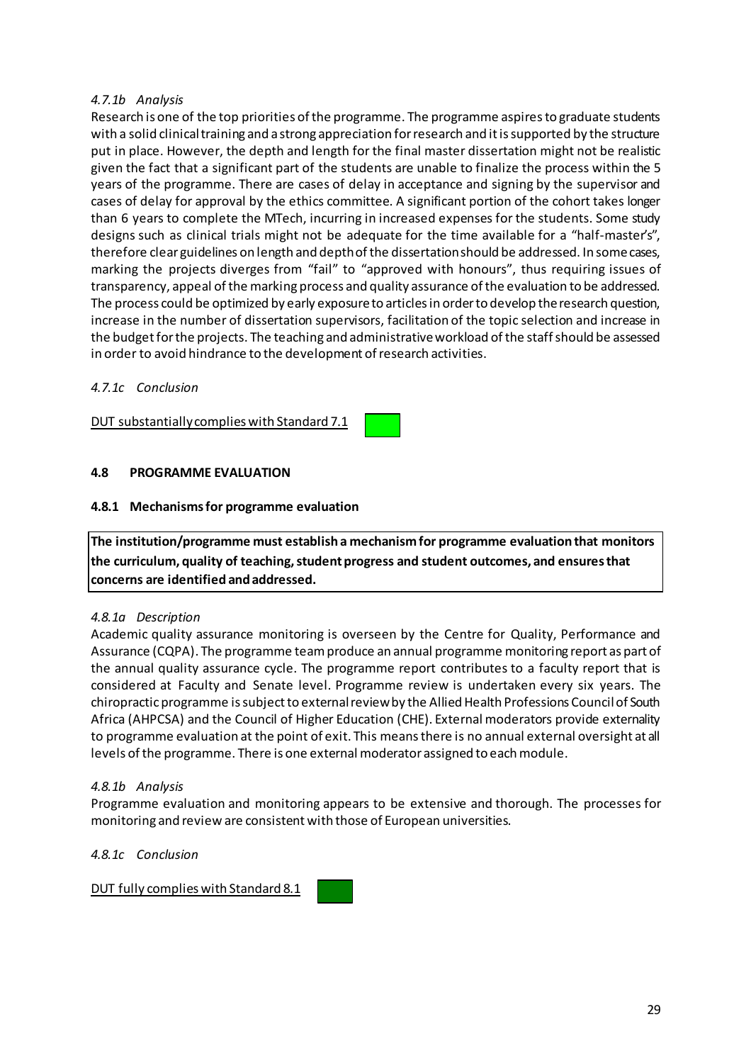*4.7.1b Analysis*

Research is one of the top priorities of the programme. The programme aspires to graduate students with a solid clinical training and a strong appreciation for research and it is supported by the structure put in place. However, the depth and length for the final master dissertation might not be realistic given the fact that a significant part of the students are unable to finalize the process within the 5 years of the programme. There are cases of delay in acceptance and signing by the supervisor and cases of delay for approval by the ethics committee. A significant portion of the cohort takes longer than 6 years to complete the MTech, incurring in increased expenses for the students. Some study designs such as clinical trials might not be adequate for the time available for a "half-master's", therefore clear guidelines on length and depth of the dissertation should be addressed. In some cases, marking the projects diverges from "fail" to "approved with honours", thus requiring issues of transparency, appeal of the marking process and quality assurance of the evaluation to be addressed. The process could be optimized by early exposure to articles in order to develop the research question, increase in the number of dissertation supervisors, facilitation of the topic selection and increase in the budget for the projects. The teaching and administrative workload of the staff should be assessed in order to avoid hindrance to the development of research activities.

*4.7.1c Conclusion*

DUT substantially complies with Standard 7.1

## 4.8 PROGRAMME EVALUATION

### 4.8.1 Mechanisms for programme evaluation

**The institution/programme must establish a mechanism for programme evaluation that monitors the curriculum, quality of teaching, student progress and student outcomes, and ensures that concerns are identified and addressed.**

*4.8.1a Description*

Academic quality assurance monitoring is overseen by the Centre for Quality, Performance and Assurance (CQPA). The programme team produce an annual programme monitoring report as part of the annual quality assurance cycle. The programme report contributes to a faculty report that is considered at Faculty and Senate level. Programme review is undertaken every six years. The chiropractic programme is subject to external review by the Allied Health Professions Council of South Africa (AHPCSA) and the Council of Higher Education (CHE). External moderators provide externality to programme evaluation at the point of exit. This means there is no annual external oversight at all levels of the programme. There is one external moderator assigned to each module.

*4.8.1b Analysis*

Programme evaluation and monitoring appears to be extensive and thorough. The processes for monitoring and review are consistent with those of European universities.

*4.8.1c Conclusion*

DUT fully complies with Standard 8.1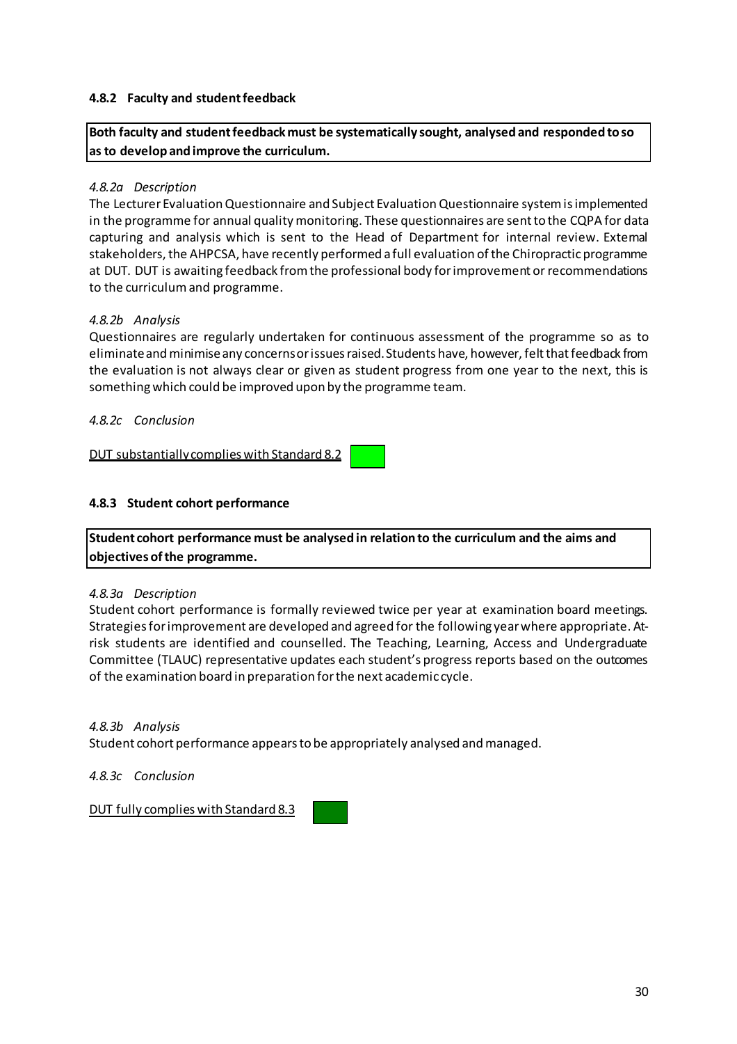### 4.8.2 Faculty and student feedback

**Both faculty and student feedback must be systematically sought, analysed and responded to so as to develop and improve the curriculum.**

*4.8.2a Description*

The Lecturer Evaluation Questionnaire and Subject Evaluation Questionnaire system is implemented in the programme for annual quality monitoring. These questionnaires are sent to the CQPA for data capturing and analysis which is sent to the Head of Department for internal review. External stakeholders, the AHPCSA, have recently performed a full evaluation of the Chiropractic programme at DUT. DUT is awaiting feedback from the professional body for improvement or recommendations to the curriculum and programme.

*4.8.2b Analysis*

Questionnaires are regularly undertaken for continuous assessment of the programme so as to eliminate and minimise any concerns or issues raised. Students have, however, felt that feedback from the evaluation is not always clear or given as student progress from one year to the next, this is something which could be improved upon by the programme team.

*4.8.2c Conclusion*

DUT substantially complies with Standard 8.2

### 4.8.3 Student cohort performance

**Student cohort performance must be analysed in relation to the curriculum and the aims and objectives of the programme.**

*4.8.3a Description*

Student cohort performance is formally reviewed twice per year at examination board meetings. Strategies for improvement are developed and agreed for the following year where appropriate. At-risk students are identified and counselled. The Teaching, Learning, Access and Undergraduate Committee (TLAUC) representative updates each student's progress reports based on the outcomes of the examination board in preparation for the next academic cycle.

*4.8.3b Analysis*

Student cohort performance appears to be appropriately analysed and managed.

*4.8.3c Conclusion*

DUT fully complies with Standard 8.3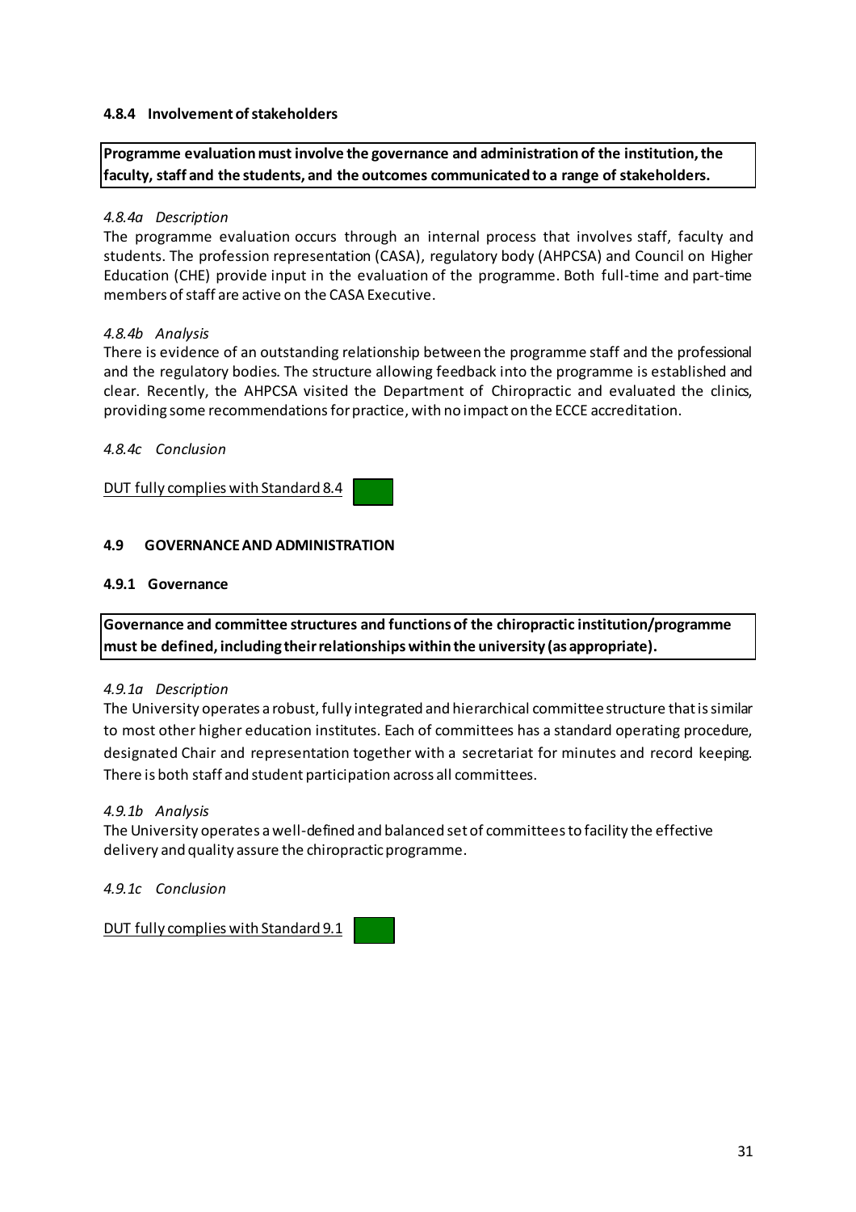#### 4.8.4 Involvement of stakeholders

**Programme evaluation must involve the governance and administration of the institution, the faculty, staff and the students, and the outcomes communicated to a range of stakeholders.**

*4.8.4a Description*

The programme evaluation occurs through an internal process that involves staff, faculty and students. The profession representation (CASA), regulatory body (AHPCSA) and Council on Higher Education (CHE) provide input in the evaluation of the programme. Both full-time and part-time members of staff are active on the CASA Executive.

*4.8.4b Analysis*

There is evidence of an outstanding relationship between the programme staff and the professional and the regulatory bodies. The structure allowing feedback into the programme is established and clear. Recently, the AHPCSA visited the Department of Chiropractic and evaluated the clinics, providing some recommendations for practice, with no impact on the ECCE accreditation.

*4.8.4c Conclusion*

DUT fully complies with Standard 8.4

### 4.9 GOVERNANCE AND ADMINISTRATION

#### 4.9.1 Governance

**Governance and committee structures and functions of the chiropractic institution/programme must be defined, including their relationships within the university (as appropriate).**

*4.9.1a Description*

The University operates a robust, fully integrated and hierarchical committee structure that is similar to most other higher education institutes. Each of committees has a standard operating procedure, designated Chair and representation together with a secretariat for minutes and record keeping. There is both staff and student participation across all committees.

*4.9.1b Analysis*

The University operates a well-defined and balanced set of committees to facility the effective delivery and quality assure the chiropractic programme.

*4.9.1c Conclusion*

DUT fully complies with Standard 9.1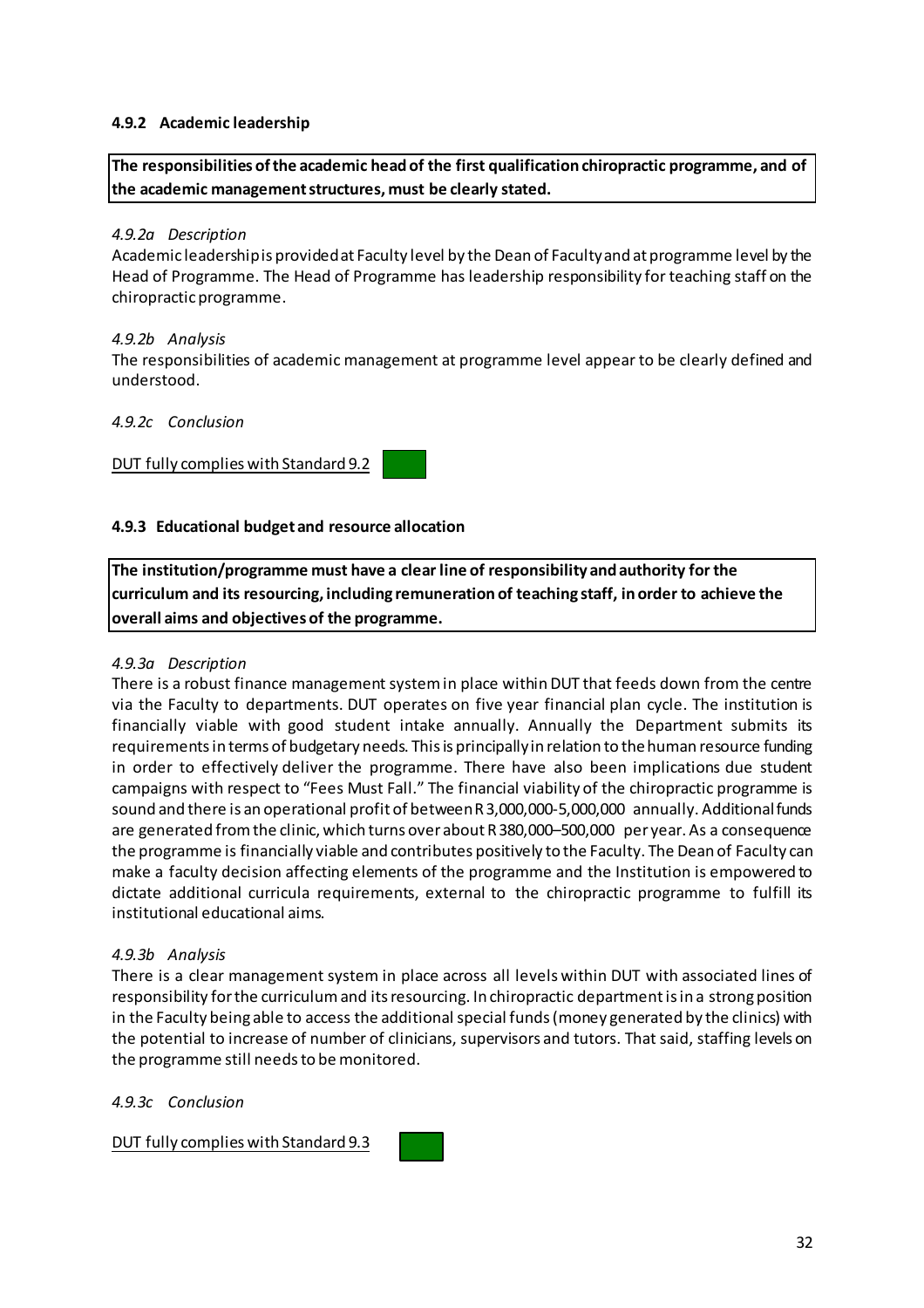### 4.9.2 Academic leadership

**The responsibilities of the academic head of the first qualification chiropractic programme, and of the academic management structures, must be clearly stated.**

*4.9.2a Description*

Academic leadership is provided at Faculty level by the Dean of Faculty and at programme level by the Head of Programme. The Head of Programme has leadership responsibility for teaching staff on the chiropractic programme.

*4.9.2b Analysis*

The responsibilities of academic management at programme level appear to be clearly defined and understood.

*4.9.2c Conclusion*

DUT fully complies with Standard 9.2

### 4.9.3 Educational budget and resource allocation

**The institution/programme must have a clear line of responsibility and authority for the curriculum and its resourcing, including remuneration of teaching staff, in order to achieve the overall aims and objectives of the programme.**

*4.9.3a Description*

There is a robust finance management system in place within DUT that feeds down from the centre via the Faculty to departments. DUT operates on five year financial plan cycle. The institution is financially viable with good student intake annually. Annually the Department submits its requirements in terms of budgetary needs. This is principally in relation to the human resource funding in order to effectively deliver the programme. There have also been implications due student campaigns with respect to "Fees Must Fall." The financial viability of the chiropractic programme is sound and there is an operational profit of between R 3,000,000-5,000,000 annually. Additional funds are generated from the clinic, which turns over about R 380,000–500,000 per year. As a consequence the programme is financially viable and contributes positively to the Faculty. The Dean of Faculty can make a faculty decision affecting elements of the programme and the Institution is empowered to dictate additional curricula requirements, external to the chiropractic programme to fulfill its institutional educational aims.

*4.9.3b Analysis*

There is a clear management system in place across all levels within DUT with associated lines of responsibility for the curriculum and its resourcing. In chiropractic department is in a strong position in the Faculty being able to access the additional special funds (money generated by the clinics) with the potential to increase of number of clinicians, supervisors and tutors. That said, staffing levels on the programme still needs to be monitored.

*4.9.3c Conclusion*

DUT fully complies with Standard 9.3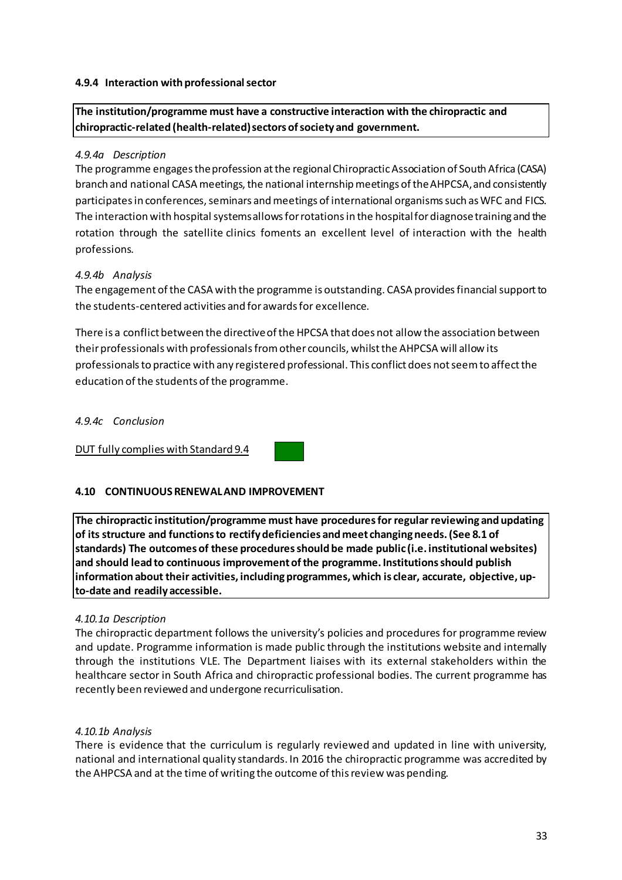#### 4.9.4 Interaction with professional sector

**The institution/programme must have a constructive interaction with the chiropractic and chiropractic-related (health-related) sectors of society and government.**

*4.9.4a Description*

The programme engages the profession at the regional Chiropractic Association of South Africa (CASA) branch and national CASA meetings, the national internship meetings of the AHPCSA, and consistently participates in conferences, seminars and meetings of international organisms such as WFC and FICS. The interaction with hospital systems allows for rotations in the hospital for diagnose training and the rotation through the satellite clinics foments an excellent level of interaction with the health professions.

*4.9.4b Analysis*

The engagement of the CASA with the programme is outstanding. CASA provides financial support to the students-centered activities and for awards for excellence.

There is a conflict between the directive of the HPCSA that does not allow the association between their professionals with professionals from other councils, whilst the AHPCSA will allow its professionals to practice with any registered professional. This conflict does not seem to affect the education of the students of the programme.

*4.9.4c Conclusion*

DUT fully complies with Standard 9.4

### 4.10 CONTINUOUS RENEWAL AND IMPROVEMENT

**The chiropractic institution/programme must have procedures for regular reviewing and updating of its structure and functions to rectify deficiencies and meet changing needs. (See 8.1 of standards) The outcomes of these procedures should be made public (i.e. institutional websites) and should lead to continuous improvement of the programme. Institutions should publish information about their activities, including programmes, which is clear, accurate, objective, up-to-date and readily accessible.**

*4.10.1a Description*

The chiropractic department follows the university's policies and procedures for programme review and update. Programme information is made public through the institutions website and internally through the institutions VLE. The Department liaises with its external stakeholders within the healthcare sector in South Africa and chiropractic professional bodies. The current programme has recently been reviewed and undergone recurriculisation.

*4.10.1b Analysis*

There is evidence that the curriculum is regularly reviewed and updated in line with university, national and international quality standards. In 2016 the chiropractic programme was accredited by the AHPCSA and at the time of writing the outcome of this review was pending.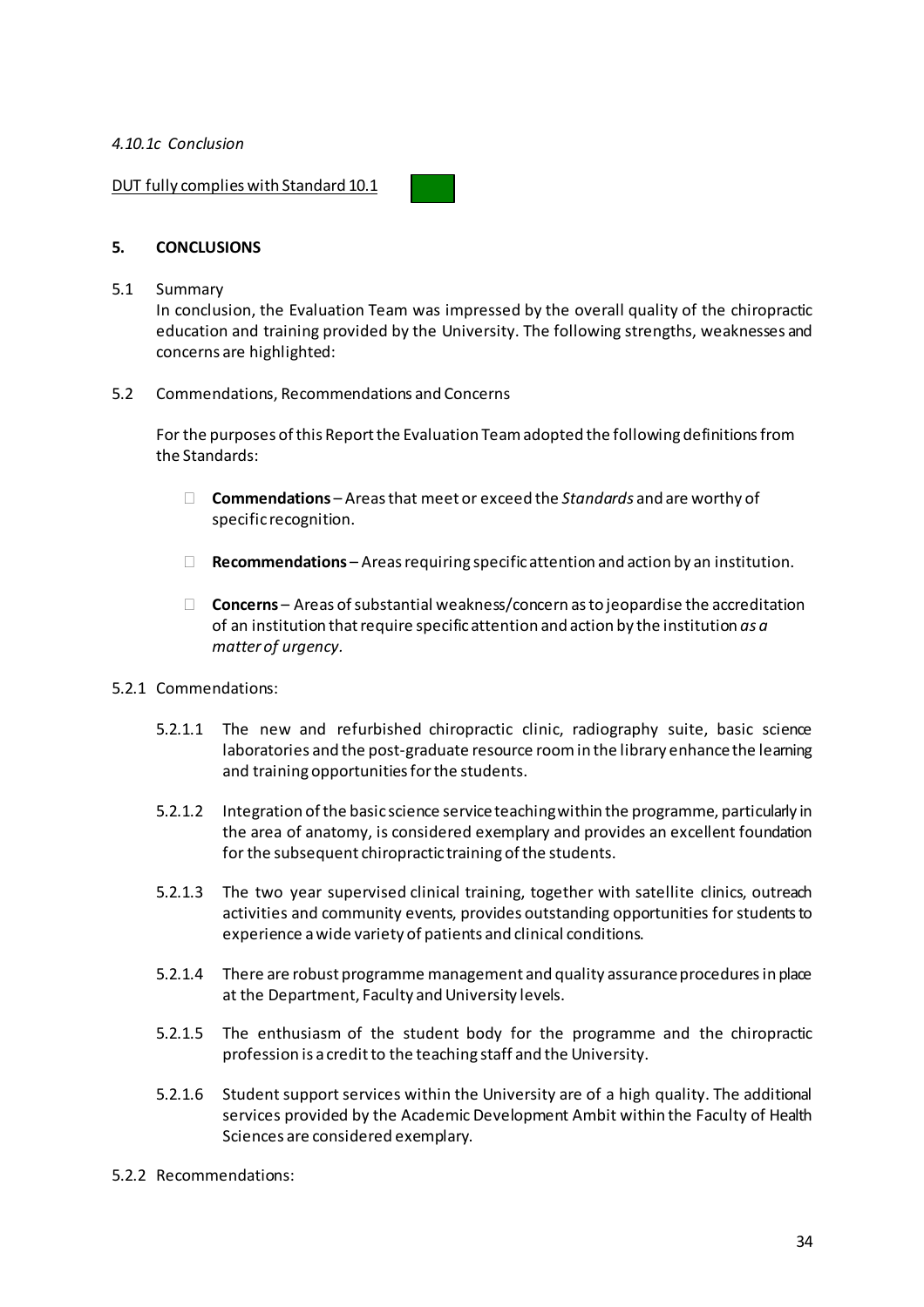*4.10.1c Conclusion*

DUT fully complies with Standard 10.1

## 5. CONCLUSIONS

5.1 Summary

In conclusion, the Evaluation Team was impressed by the overall quality of the chiropractic education and training provided by the University. The following strengths, weaknesses and concerns are highlighted:

5.2 Commendations, Recommendations and Concerns

For the purposes of this Report the Evaluation Team adopted the following definitions from the Standards:

- **Commendations** – Areas that meet or exceed the *Standards* and are worthy of specific recognition.
- **Recommendations** – Areas requiring specific attention and action by an institution.
- **Concerns** – Areas of substantial weakness/concern as to jeopardise the accreditation of an institution that require specific attention and action by the institution *as a matter of urgency*.

5.2.1 Commendations:

5.2.1.1 The new and refurbished chiropractic clinic, radiography suite, basic science laboratories and the post-graduate resource room in the library enhance the learning and training opportunities for the students.

5.2.1.2 Integration of the basic science service teaching within the programme, particularly in the area of anatomy, is considered exemplary and provides an excellent foundation for the subsequent chiropractic training of the students.

5.2.1.3 The two year supervised clinical training, together with satellite clinics, outreach activities and community events, provides outstanding opportunities for students to experience a wide variety of patients and clinical conditions.

5.2.1.4 There are robust programme management and quality assurance procedures in place at the Department, Faculty and University levels.

5.2.1.5 The enthusiasm of the student body for the programme and the chiropractic profession is a credit to the teaching staff and the University.

5.2.1.6 Student support services within the University are of a high quality. The additional services provided by the Academic Development Ambit within the Faculty of Health Sciences are considered exemplary.

5.2.2 Recommendations: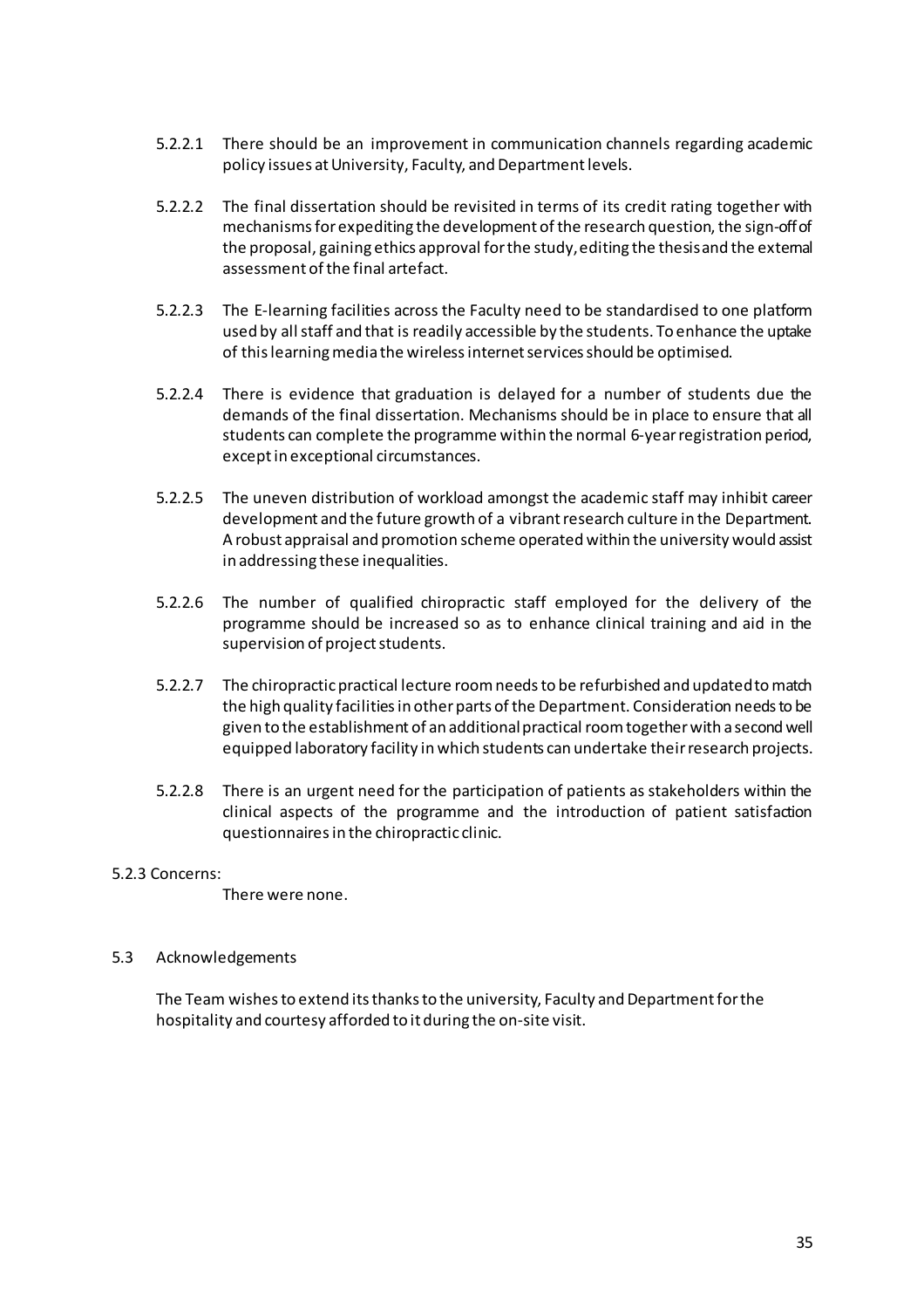5.2.2.1 There should be an improvement in communication channels regarding academic policy issues at University, Faculty, and Department levels.

5.2.2.2 The final dissertation should be revisited in terms of its credit rating together with mechanisms for expediting the development of the research question, the sign-off of the proposal, gaining ethics approval for the study, editing the thesis and the external assessment of the final artefact.

5.2.2.3 The E-learning facilities across the Faculty need to be standardised to one platform used by all staff and that is readily accessible by the students. To enhance the uptake of this learning media the wireless internet services should be optimised.

5.2.2.4 There is evidence that graduation is delayed for a number of students due the demands of the final dissertation. Mechanisms should be in place to ensure that all students can complete the programme within the normal 6-year registration period, except in exceptional circumstances.

5.2.2.5 The uneven distribution of workload amongst the academic staff may inhibit career development and the future growth of a vibrant research culture in the Department. A robust appraisal and promotion scheme operated within the university would assist in addressing these inequalities.

5.2.2.6 The number of qualified chiropractic staff employed for the delivery of the programme should be increased so as to enhance clinical training and aid in the supervision of project students.

5.2.2.7 The chiropractic practical lecture room needs to be refurbished and updated to match the high quality facilities in other parts of the Department. Consideration needs to be given to the establishment of an additional practical room together with a second well equipped laboratory facility in which students can undertake their research projects.

5.2.2.8 There is an urgent need for the participation of patients as stakeholders within the clinical aspects of the programme and the introduction of patient satisfaction questionnaires in the chiropractic clinic.

5.2.3 Concerns:

There were none.

5.3 Acknowledgements

The Team wishes to extend its thanks to the university, Faculty and Department for the hospitality and courtesy afforded to it during the on-site visit.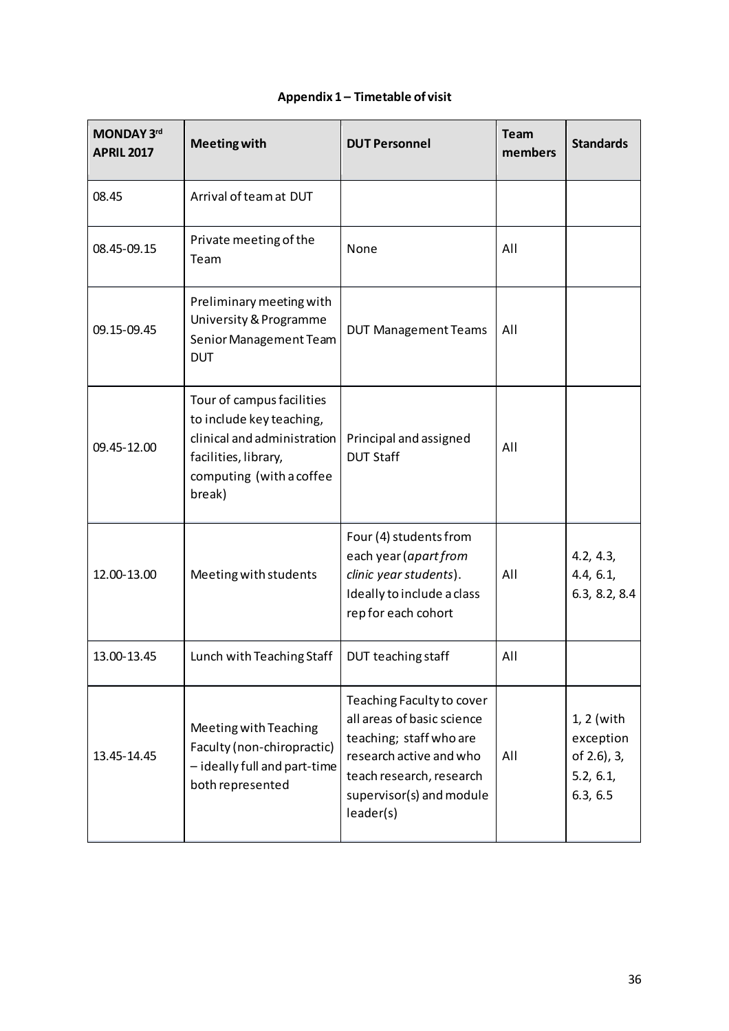**Appendix 1 – Timetable of visit**

| MONDAY 3rd APRIL 2017 | Meeting with | DUT Personnel | Team members | Standards |
|---|---|---|---|---|
| 08.45 | Arrival of team at DUT | | | |
| 08.45-09.15 | Private meeting of the Team | None | All | |
| 09.15-09.45 | Preliminary meeting with University & Programme Senior Management Team DUT | DUT Management Teams | All | |
| 09.45-12.00 | Tour of campus facilities to include key teaching, clinical and administration facilities, library, computing (with a coffee break) | Principal and assigned DUT Staff | All | |
| 12.00-13.00 | Meeting with students | Four (4) students from each year (*apart from clinic year students*). Ideally to include a class rep for each cohort | All | 4.2, 4.3, 4.4, 6.1, 6.3, 8.2, 8.4 |
| 13.00-13.45 | Lunch with Teaching Staff | DUT teaching staff | All | |
| 13.45-14.45 | Meeting with Teaching Faculty (non-chiropractic) – ideally full and part-time both represented | Teaching Faculty to cover all areas of basic science teaching; staff who are research active and who teach research, research supervisor(s) and module leader(s) | All | 1, 2 (with exception of 2.6), 3, 5.2, 6.1, 6.3, 6.5 |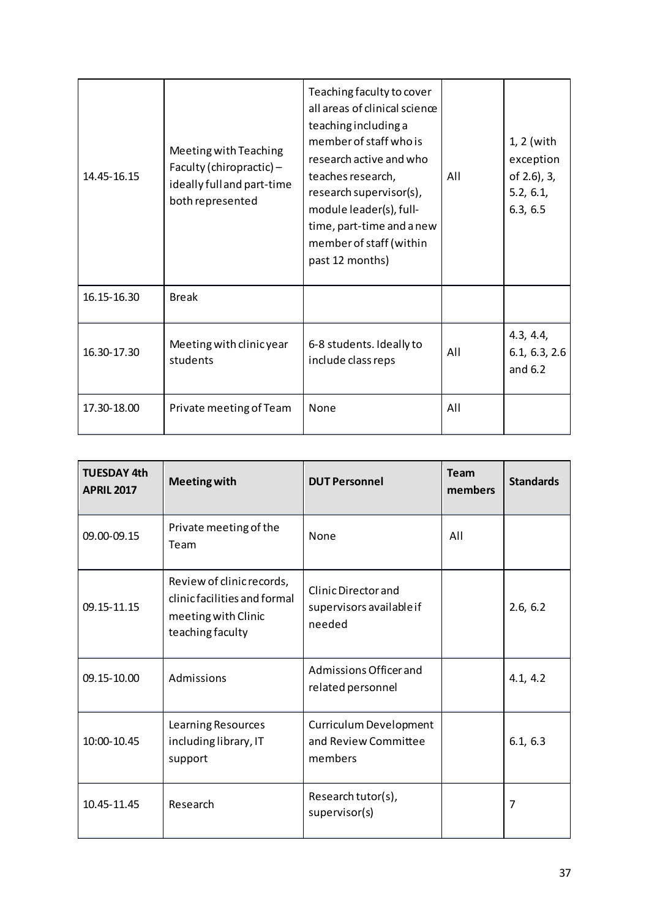| | | | | |
|---|---|---|---|---|
| 14.45-16.15 | Meeting with Teaching Faculty (chiropractic) – ideally full and part-time both represented | Teaching faculty to cover all areas of clinical science teaching including a member of staff who is research active and who teaches research, research supervisor(s), module leader(s), full-time, part-time and a new member of staff (within past 12 months) | All | 1, 2 (with exception of 2.6), 3, 5.2, 6.1, 6.3, 6.5 |
| 16.15-16.30 | Break | | | |
| 16.30-17.30 | Meeting with clinic year students | 6-8 students. Ideally to include class reps | All | 4.3, 4.4, 6.1, 6.3, 2.6 and 6.2 |
| 17.30-18.00 | Private meeting of Team | None | All | |

| **TUESDAY 4th APRIL 2017** | **Meeting with** | **DUT Personnel** | **Team members** | **Standards** |
|---|---|---|---|---|
| 09.00-09.15 | Private meeting of the Team | None | All | |
| 09.15-11.15 | Review of clinic records, clinic facilities and formal meeting with Clinic teaching faculty | Clinic Director and supervisors available if needed | | 2.6, 6.2 |
| 09.15-10.00 | Admissions | Admissions Officer and related personnel | | 4.1, 4.2 |
| 10:00-10.45 | Learning Resources including library, IT support | Curriculum Development and Review Committee members | | 6.1, 6.3 |
| 10.45-11.45 | Research | Research tutor(s), supervisor(s) | | 7 |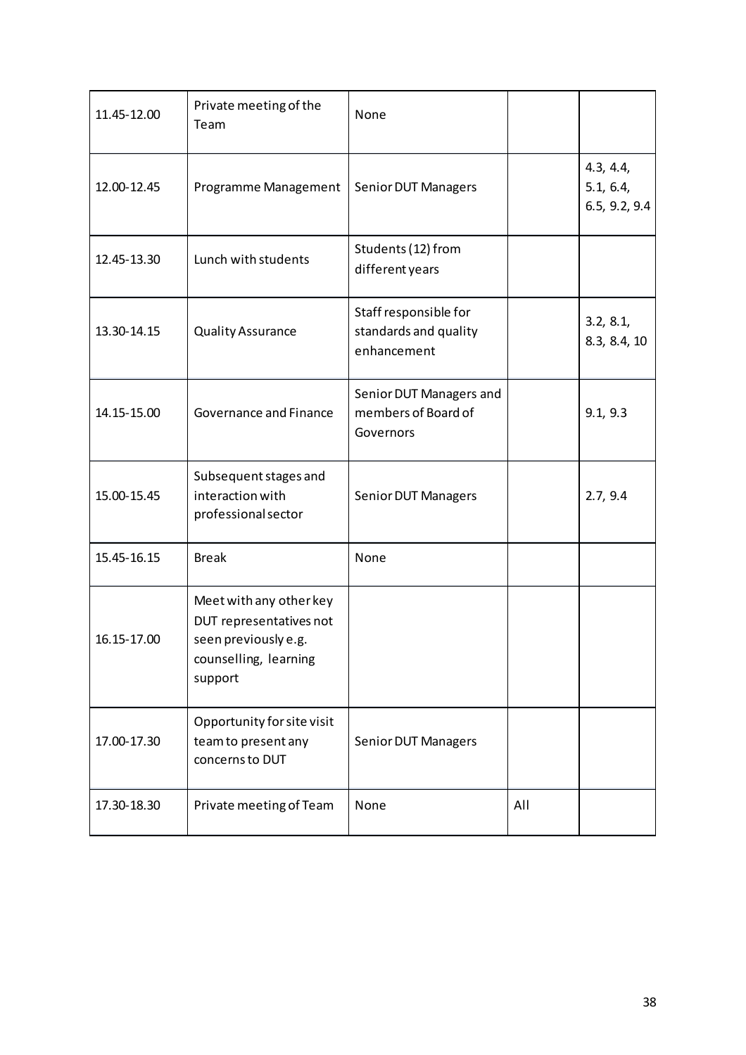| 11.45-12.00 | Private meeting of the Team | None | | |
|---|---|---|---|---|
| 12.00-12.45 | Programme Management | Senior DUT Managers | | 4.3, 4.4, 5.1, 6.4, 6.5, 9.2, 9.4 |
| 12.45-13.30 | Lunch with students | Students (12) from different years | | |
| 13.30-14.15 | Quality Assurance | Staff responsible for standards and quality enhancement | | 3.2, 8.1, 8.3, 8.4, 10 |
| 14.15-15.00 | Governance and Finance | Senior DUT Managers and members of Board of Governors | | 9.1, 9.3 |
| 15.00-15.45 | Subsequent stages and interaction with professional sector | Senior DUT Managers | | 2.7, 9.4 |
| 15.45-16.15 | Break | None | | |
| 16.15-17.00 | Meet with any other key DUT representatives not seen previously e.g. counselling, learning support | | | |
| 17.00-17.30 | Opportunity for site visit team to present any concerns to DUT | Senior DUT Managers | | |
| 17.30-18.30 | Private meeting of Team | None | All | |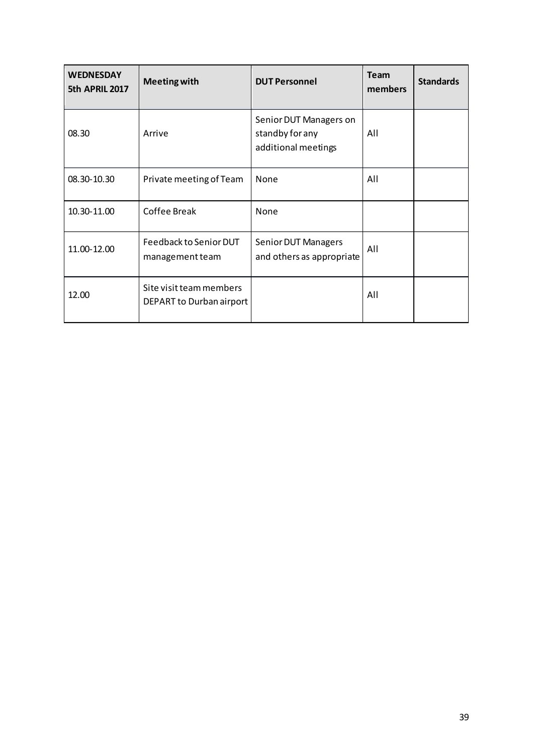| WEDNESDAY 5th APRIL 2017 | Meeting with | DUT Personnel | Team members | Standards |
|---|---|---|---|---|
| 08.30 | Arrive | Senior DUT Managers on standby for any additional meetings | All | |
| 08.30-10.30 | Private meeting of Team | None | All | |
| 10.30-11.00 | Coffee Break | None | | |
| 11.00-12.00 | Feedback to Senior DUT management team | Senior DUT Managers and others as appropriate | All | |
| 12.00 | Site visit team members DEPART to Durban airport | | All | |